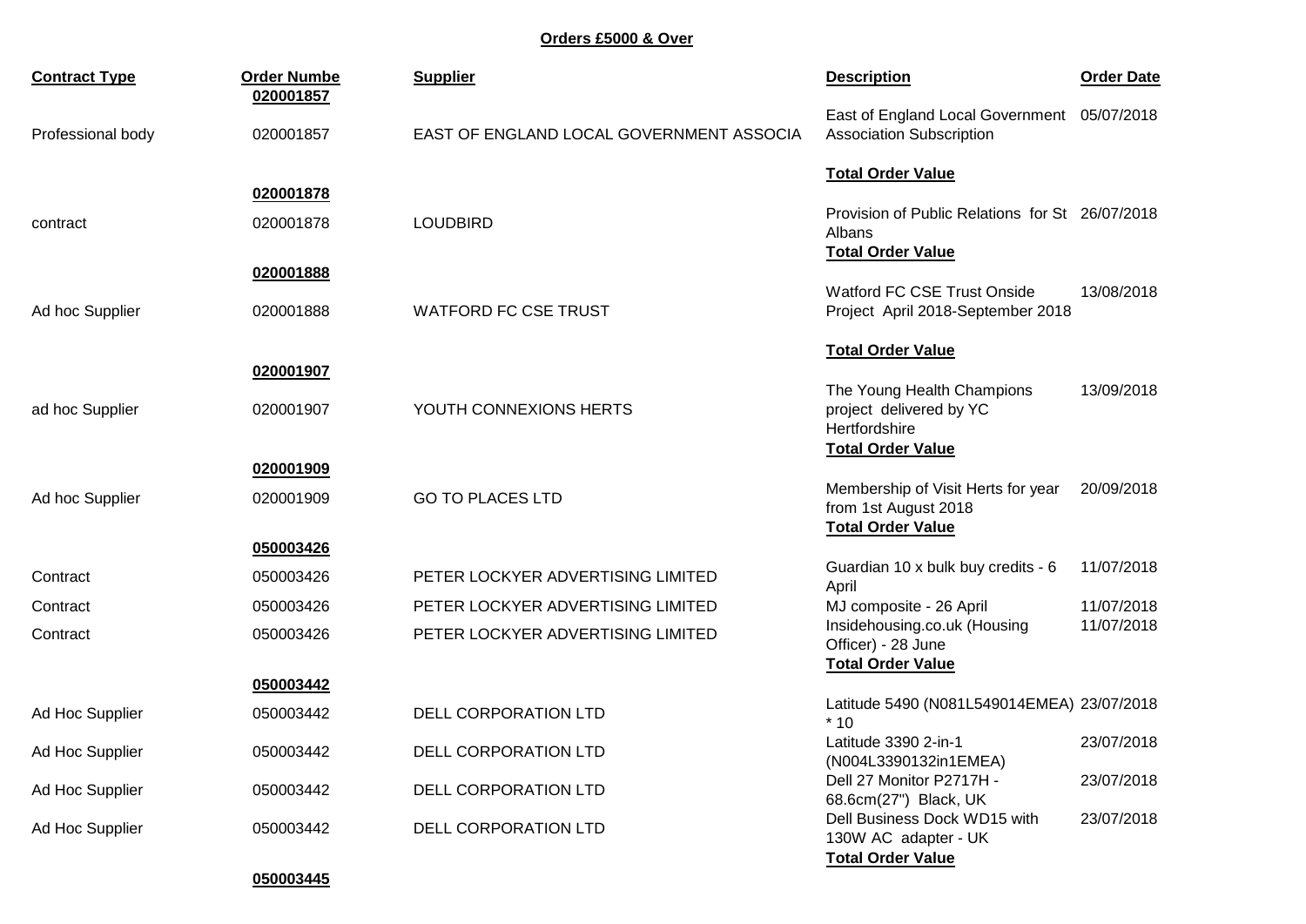**Orders £5000 & Over**

| Contract Type | Order Numbe | Supplier | Description | Order Date |
|---|---|---|---|---|
| | **020001857** | | | |
| Professional body | 020001857 | EAST OF ENGLAND LOCAL GOVERNMENT ASSOCIA | East of England Local Government Association Subscription | 05/07/2018 |
| | | | **Total Order Value** | |
| | **020001878** | | | |
| contract | 020001878 | LOUDBIRD | Provision of Public Relations for St Albans | 26/07/2018 |
| | | | **Total Order Value** | |
| | **020001888** | | | |
| Ad hoc Supplier | 020001888 | WATFORD FC CSE TRUST | Watford FC CSE Trust Onside Project April 2018-September 2018 | 13/08/2018 |
| | | | **Total Order Value** | |
| | **020001907** | | | |
| ad hoc Supplier | 020001907 | YOUTH CONNEXIONS HERTS | The Young Health Champions project delivered by YC Hertfordshire | 13/09/2018 |
| | | | **Total Order Value** | |
| | **020001909** | | | |
| Ad hoc Supplier | 020001909 | GO TO PLACES LTD | Membership of Visit Herts for year from 1st August 2018 | 20/09/2018 |
| | | | **Total Order Value** | |
| | **050003426** | | | |
| Contract | 050003426 | PETER LOCKYER ADVERTISING LIMITED | Guardian 10 x bulk buy credits - 6 April | 11/07/2018 |
| Contract | 050003426 | PETER LOCKYER ADVERTISING LIMITED | MJ composite - 26 April | 11/07/2018 |
| Contract | 050003426 | PETER LOCKYER ADVERTISING LIMITED | Insidehousing.co.uk (Housing Officer) - 28 June | 11/07/2018 |
| | | | **Total Order Value** | |
| | **050003442** | | | |
| Ad Hoc Supplier | 050003442 | DELL CORPORATION LTD | Latitude 5490 (N081L549014EMEA) * 10 | 23/07/2018 |
| Ad Hoc Supplier | 050003442 | DELL CORPORATION LTD | Latitude 3390 2-in-1 (N004L3390132in1EMEA) | 23/07/2018 |
| Ad Hoc Supplier | 050003442 | DELL CORPORATION LTD | Dell 27 Monitor P2717H - 68.6cm(27") Black, UK | 23/07/2018 |
| Ad Hoc Supplier | 050003442 | DELL CORPORATION LTD | Dell Business Dock WD15 with 130W AC adapter - UK | 23/07/2018 |
| | | | **Total Order Value** | |
| | **050003445** | | | |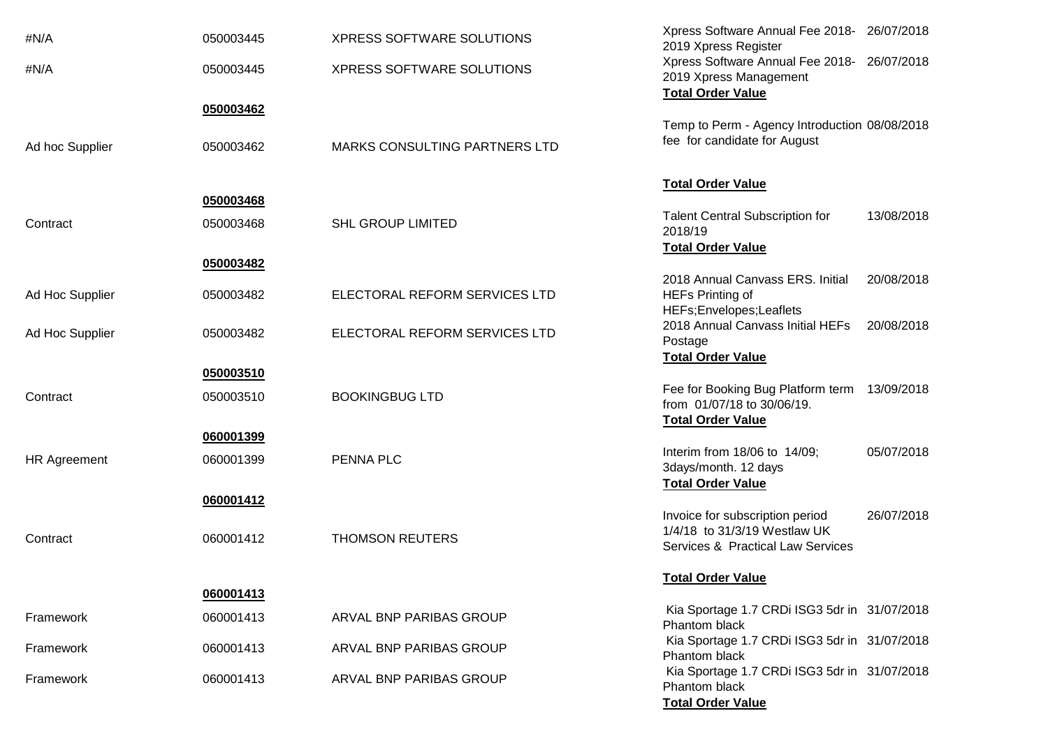| | | | | |
|---|---|---|---|---|
| #N/A | 050003445 | XPRESS SOFTWARE SOLUTIONS | Xpress Software Annual Fee 2018-2019 Xpress Register | 26/07/2018 |
| #N/A | 050003445 | XPRESS SOFTWARE SOLUTIONS | Xpress Software Annual Fee 2018-2019 Xpress Management | 26/07/2018 |
| | | | **Total Order Value** | |
| | **050003462** | | | |
| Ad hoc Supplier | 050003462 | MARKS CONSULTING PARTNERS LTD | Temp to Perm - Agency Introduction fee for candidate for August | 08/08/2018 |
| | | | **Total Order Value** | |
| | **050003468** | | | |
| Contract | 050003468 | SHL GROUP LIMITED | Talent Central Subscription for 2018/19 | 13/08/2018 |
| | | | **Total Order Value** | |
| | **050003482** | | | |
| Ad Hoc Supplier | 050003482 | ELECTORAL REFORM SERVICES LTD | 2018 Annual Canvass ERS. Initial HEFs Printing of HEFs;Envelopes;Leaflets | 20/08/2018 |
| Ad Hoc Supplier | 050003482 | ELECTORAL REFORM SERVICES LTD | 2018 Annual Canvass Initial HEFs Postage | 20/08/2018 |
| | | | **Total Order Value** | |
| | **050003510** | | | |
| Contract | 050003510 | BOOKINGBUG LTD | Fee for Booking Bug Platform term from 01/07/18 to 30/06/19. | 13/09/2018 |
| | | | **Total Order Value** | |
| | **060001399** | | | |
| HR Agreement | 060001399 | PENNA PLC | Interim from 18/06 to 14/09; 3days/month. 12 days | 05/07/2018 |
| | | | **Total Order Value** | |
| | **060001412** | | | |
| Contract | 060001412 | THOMSON REUTERS | Invoice for subscription period 1/4/18 to 31/3/19 Westlaw UK Services & Practical Law Services | 26/07/2018 |
| | | | **Total Order Value** | |
| | **060001413** | | | |
| Framework | 060001413 | ARVAL BNP PARIBAS GROUP | Kia Sportage 1.7 CRDi ISG3 5dr in Phantom black | 31/07/2018 |
| Framework | 060001413 | ARVAL BNP PARIBAS GROUP | Kia Sportage 1.7 CRDi ISG3 5dr in Phantom black | 31/07/2018 |
| Framework | 060001413 | ARVAL BNP PARIBAS GROUP | Kia Sportage 1.7 CRDi ISG3 5dr in Phantom black | 31/07/2018 |
| | | | **Total Order Value** | |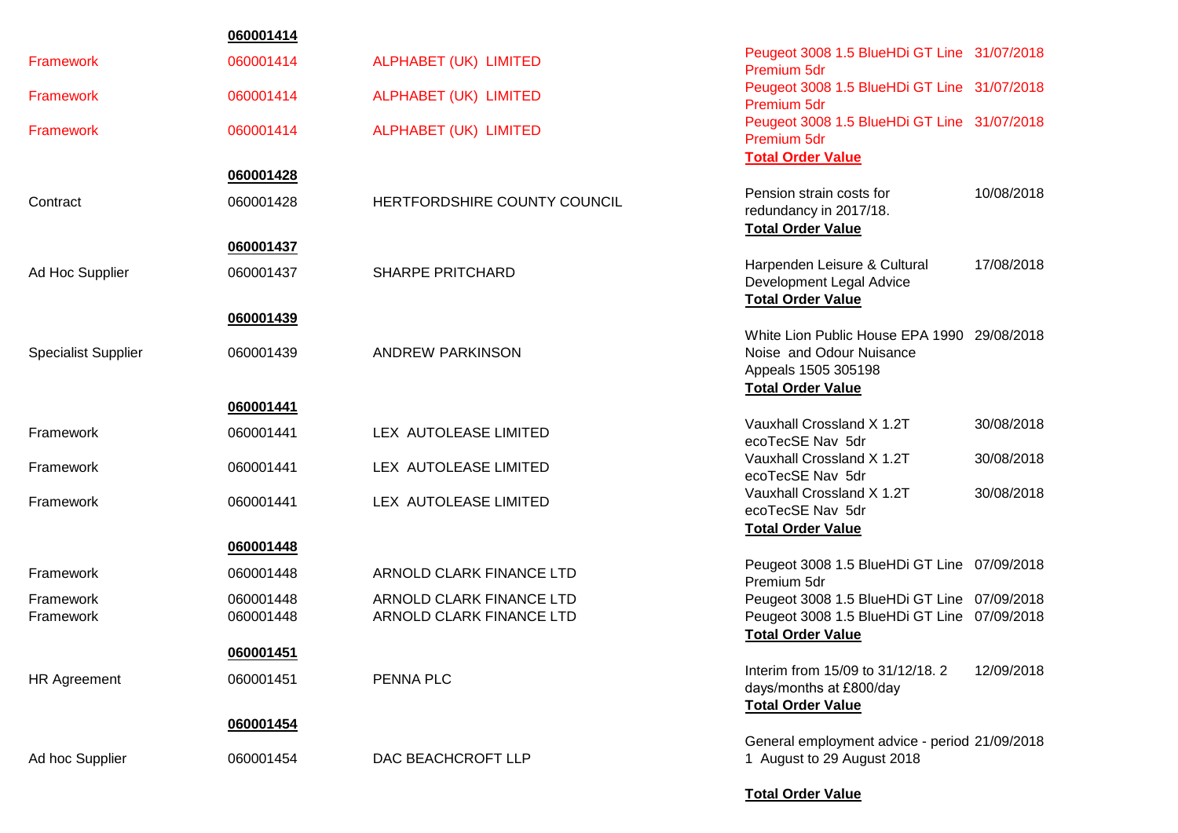| | | | | |
|---|---|---|---|---|
| | **060001414** | | | |
| Framework | 060001414 | ALPHABET (UK) LIMITED | Peugeot 3008 1.5 BlueHDi GT Line Premium 5dr | 31/07/2018 |
| Framework | 060001414 | ALPHABET (UK) LIMITED | Peugeot 3008 1.5 BlueHDi GT Line Premium 5dr | 31/07/2018 |
| Framework | 060001414 | ALPHABET (UK) LIMITED | Peugeot 3008 1.5 BlueHDi GT Line Premium 5dr | 31/07/2018 |
| | | | **Total Order Value** | |
| | **060001428** | | | |
| Contract | 060001428 | HERTFORDSHIRE COUNTY COUNCIL | Pension strain costs for redundancy in 2017/18. | 10/08/2018 |
| | | | **Total Order Value** | |
| | **060001437** | | | |
| Ad Hoc Supplier | 060001437 | SHARPE PRITCHARD | Harpenden Leisure & Cultural Development Legal Advice | 17/08/2018 |
| | | | **Total Order Value** | |
| | **060001439** | | | |
| Specialist Supplier | 060001439 | ANDREW PARKINSON | White Lion Public House EPA 1990 Noise and Odour Nuisance Appeals 1505 305198 | 29/08/2018 |
| | | | **Total Order Value** | |
| | **060001441** | | | |
| Framework | 060001441 | LEX AUTOLEASE LIMITED | Vauxhall Crossland X 1.2T ecoTecSE Nav 5dr | 30/08/2018 |
| Framework | 060001441 | LEX AUTOLEASE LIMITED | Vauxhall Crossland X 1.2T ecoTecSE Nav 5dr | 30/08/2018 |
| Framework | 060001441 | LEX AUTOLEASE LIMITED | Vauxhall Crossland X 1.2T ecoTecSE Nav 5dr | 30/08/2018 |
| | | | **Total Order Value** | |
| | **060001448** | | | |
| Framework | 060001448 | ARNOLD CLARK FINANCE LTD | Peugeot 3008 1.5 BlueHDi GT Line Premium 5dr | 07/09/2018 |
| Framework | 060001448 | ARNOLD CLARK FINANCE LTD | Peugeot 3008 1.5 BlueHDi GT Line | 07/09/2018 |
| Framework | 060001448 | ARNOLD CLARK FINANCE LTD | Peugeot 3008 1.5 BlueHDi GT Line | 07/09/2018 |
| | | | **Total Order Value** | |
| | **060001451** | | | |
| HR Agreement | 060001451 | PENNA PLC | Interim from 15/09 to 31/12/18. 2 days/months at £800/day | 12/09/2018 |
| | | | **Total Order Value** | |
| | **060001454** | | | |
| Ad hoc Supplier | 060001454 | DAC BEACHCROFT LLP | General employment advice - period 1 August to 29 August 2018 | 21/09/2018 |
| | | | **Total Order Value** | |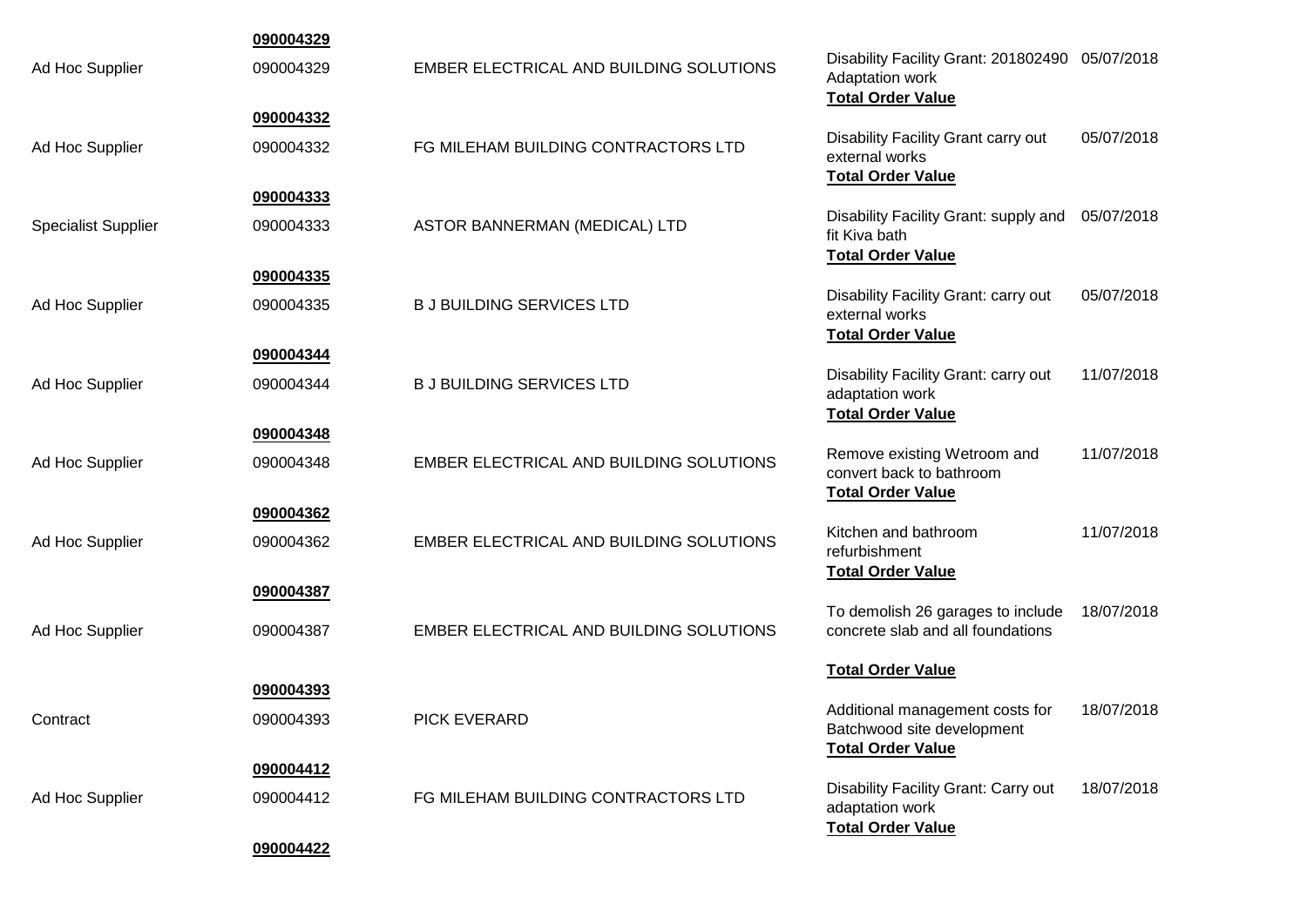**090004329**

| | | | | |
|---|---|---|---|---|
| Ad Hoc Supplier | 090004329 | EMBER ELECTRICAL AND BUILDING SOLUTIONS | Disability Facility Grant: 201802490 Adaptation work<br>**Total Order Value** | 05/07/2018 |

**090004332**

| | | | | |
|---|---|---|---|---|
| Ad Hoc Supplier | 090004332 | FG MILEHAM BUILDING CONTRACTORS LTD | Disability Facility Grant carry out external works<br>**Total Order Value** | 05/07/2018 |

**090004333**

| | | | | |
|---|---|---|---|---|
| Specialist Supplier | 090004333 | ASTOR BANNERMAN (MEDICAL) LTD | Disability Facility Grant: supply and fit Kiva bath<br>**Total Order Value** | 05/07/2018 |

**090004335**

| | | | | |
|---|---|---|---|---|
| Ad Hoc Supplier | 090004335 | B J BUILDING SERVICES LTD | Disability Facility Grant: carry out external works<br>**Total Order Value** | 05/07/2018 |

**090004344**

| | | | | |
|---|---|---|---|---|
| Ad Hoc Supplier | 090004344 | B J BUILDING SERVICES LTD | Disability Facility Grant: carry out adaptation work<br>**Total Order Value** | 11/07/2018 |

**090004348**

| | | | | |
|---|---|---|---|---|
| Ad Hoc Supplier | 090004348 | EMBER ELECTRICAL AND BUILDING SOLUTIONS | Remove existing Wetroom and convert back to bathroom<br>**Total Order Value** | 11/07/2018 |

**090004362**

| | | | | |
|---|---|---|---|---|
| Ad Hoc Supplier | 090004362 | EMBER ELECTRICAL AND BUILDING SOLUTIONS | Kitchen and bathroom refurbishment<br>**Total Order Value** | 11/07/2018 |

**090004387**

| | | | | |
|---|---|---|---|---|
| Ad Hoc Supplier | 090004387 | EMBER ELECTRICAL AND BUILDING SOLUTIONS | To demolish 26 garages to include concrete slab and all foundations<br>**Total Order Value** | 18/07/2018 |

**090004393**

| | | | | |
|---|---|---|---|---|
| Contract | 090004393 | PICK EVERARD | Additional management costs for Batchwood site development<br>**Total Order Value** | 18/07/2018 |

**090004412**

| | | | | |
|---|---|---|---|---|
| Ad Hoc Supplier | 090004412 | FG MILEHAM BUILDING CONTRACTORS LTD | Disability Facility Grant: Carry out adaptation work<br>**Total Order Value** | 18/07/2018 |

**090004422**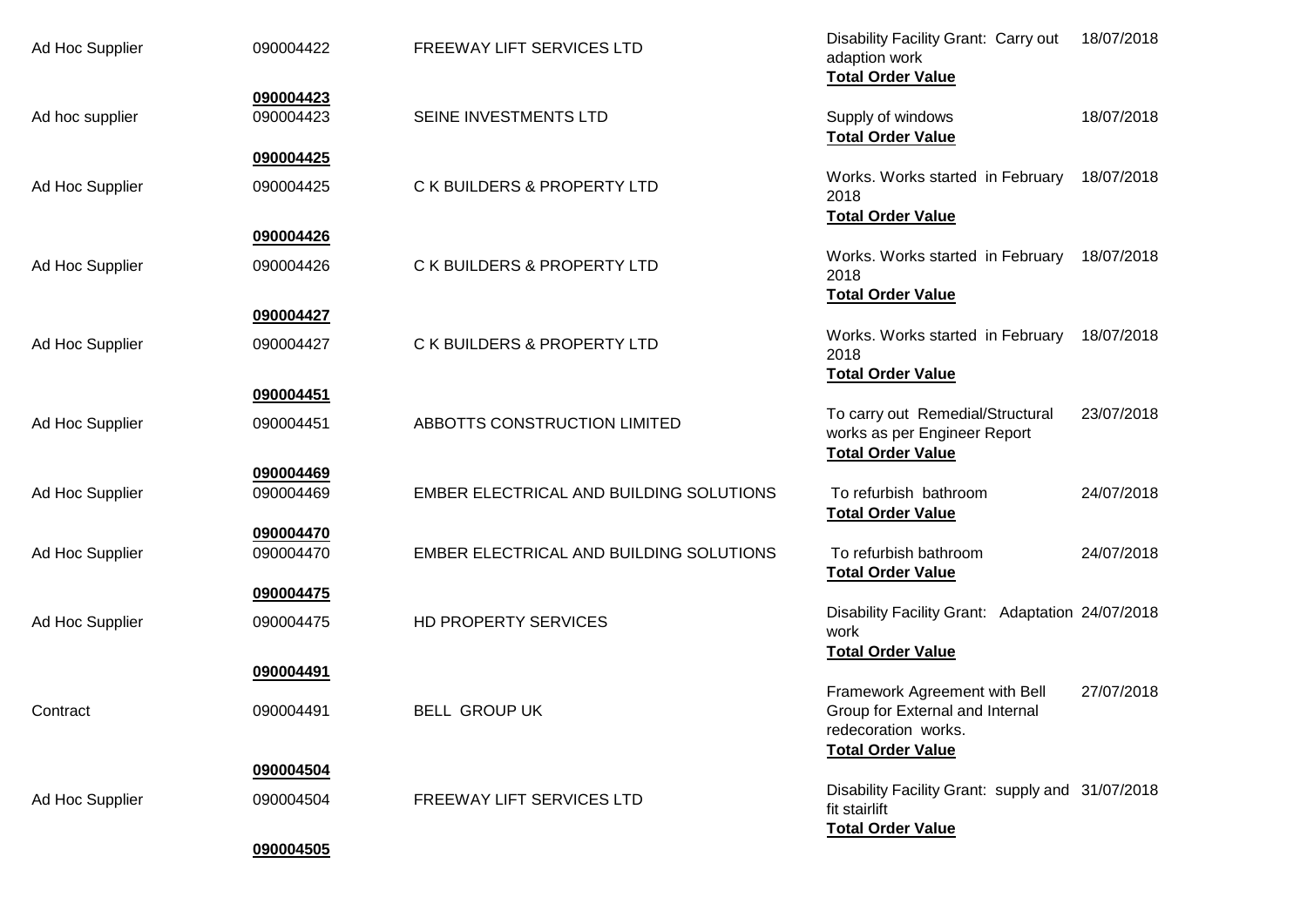| | | | | |
|---|---|---|---|---|
| Ad Hoc Supplier | 090004422 | FREEWAY LIFT SERVICES LTD | Disability Facility Grant: Carry out adaption work<br>**Total Order Value** | 18/07/2018 |
| | **090004423** | | | |
| Ad hoc supplier | 090004423 | SEINE INVESTMENTS LTD | Supply of windows<br>**Total Order Value** | 18/07/2018 |
| | **090004425** | | | |
| Ad Hoc Supplier | 090004425 | C K BUILDERS & PROPERTY LTD | Works. Works started in February 2018<br>**Total Order Value** | 18/07/2018 |
| | **090004426** | | | |
| Ad Hoc Supplier | 090004426 | C K BUILDERS & PROPERTY LTD | Works. Works started in February 2018<br>**Total Order Value** | 18/07/2018 |
| | **090004427** | | | |
| Ad Hoc Supplier | 090004427 | C K BUILDERS & PROPERTY LTD | Works. Works started in February 2018<br>**Total Order Value** | 18/07/2018 |
| | **090004451** | | | |
| Ad Hoc Supplier | 090004451 | ABBOTTS CONSTRUCTION LIMITED | To carry out Remedial/Structural works as per Engineer Report<br>**Total Order Value** | 23/07/2018 |
| | **090004469** | | | |
| Ad Hoc Supplier | 090004469 | EMBER ELECTRICAL AND BUILDING SOLUTIONS | To refurbish bathroom<br>**Total Order Value** | 24/07/2018 |
| | **090004470** | | | |
| Ad Hoc Supplier | 090004470 | EMBER ELECTRICAL AND BUILDING SOLUTIONS | To refurbish bathroom<br>**Total Order Value** | 24/07/2018 |
| | **090004475** | | | |
| Ad Hoc Supplier | 090004475 | HD PROPERTY SERVICES | Disability Facility Grant: Adaptation work<br>**Total Order Value** | 24/07/2018 |
| | **090004491** | | | |
| Contract | 090004491 | BELL GROUP UK | Framework Agreement with Bell Group for External and Internal redecoration works.<br>**Total Order Value** | 27/07/2018 |
| | **090004504** | | | |
| Ad Hoc Supplier | 090004504 | FREEWAY LIFT SERVICES LTD | Disability Facility Grant: supply and fit stairlift<br>**Total Order Value** | 31/07/2018 |
| | **090004505** | | | |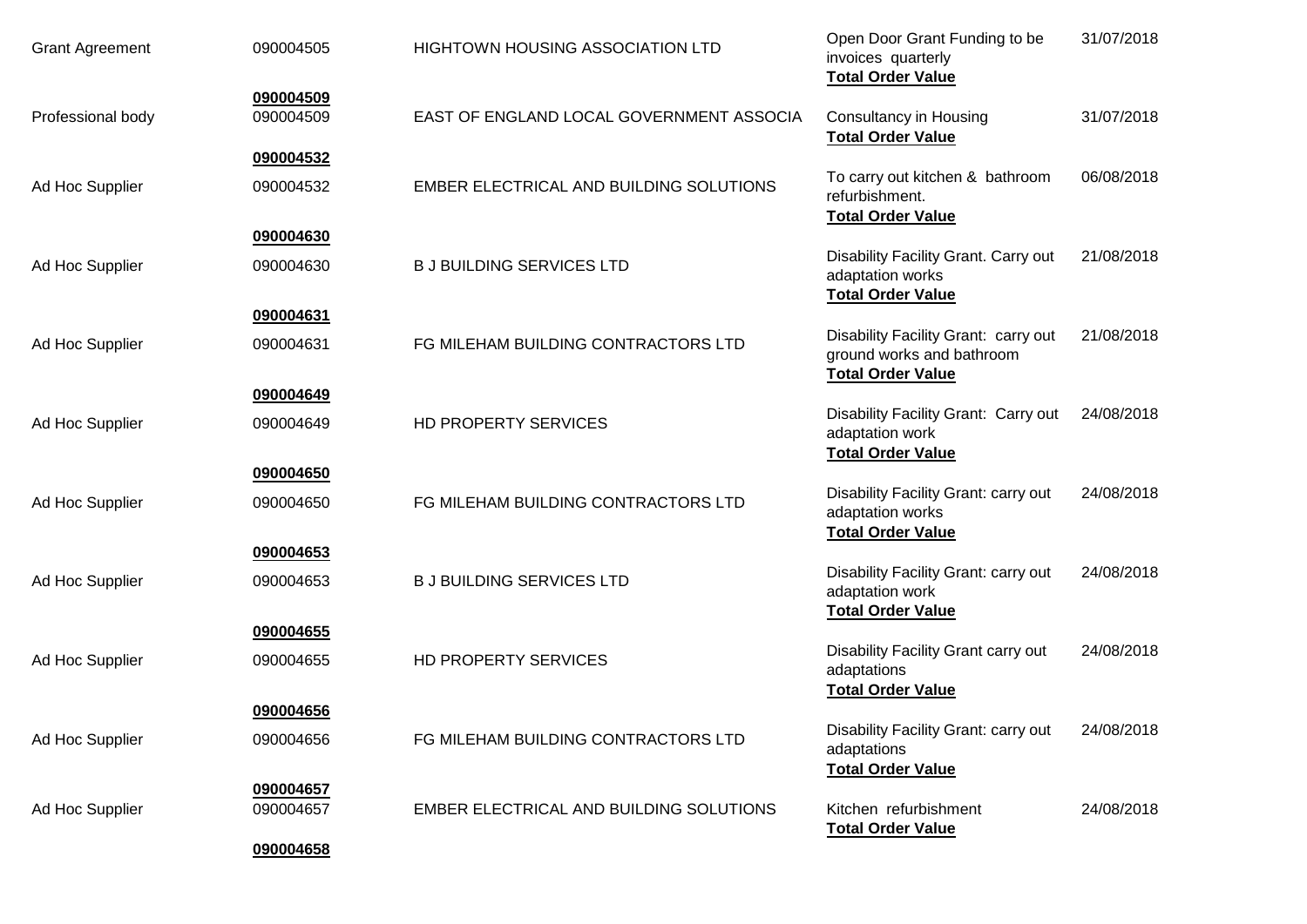| | | | | |
|---|---|---|---|---|
| Grant Agreement | 090004505 | HIGHTOWN HOUSING ASSOCIATION LTD | Open Door Grant Funding to be invoices quarterly<br>**Total Order Value** | 31/07/2018 |
| | **090004509** | | | |
| Professional body | 090004509 | EAST OF ENGLAND LOCAL GOVERNMENT ASSOCIA | Consultancy in Housing<br>**Total Order Value** | 31/07/2018 |
| | **090004532** | | | |
| Ad Hoc Supplier | 090004532 | EMBER ELECTRICAL AND BUILDING SOLUTIONS | To carry out kitchen & bathroom refurbishment.<br>**Total Order Value** | 06/08/2018 |
| | **090004630** | | | |
| Ad Hoc Supplier | 090004630 | B J BUILDING SERVICES LTD | Disability Facility Grant. Carry out adaptation works<br>**Total Order Value** | 21/08/2018 |
| | **090004631** | | | |
| Ad Hoc Supplier | 090004631 | FG MILEHAM BUILDING CONTRACTORS LTD | Disability Facility Grant: carry out ground works and bathroom<br>**Total Order Value** | 21/08/2018 |
| | **090004649** | | | |
| Ad Hoc Supplier | 090004649 | HD PROPERTY SERVICES | Disability Facility Grant: Carry out adaptation work<br>**Total Order Value** | 24/08/2018 |
| | **090004650** | | | |
| Ad Hoc Supplier | 090004650 | FG MILEHAM BUILDING CONTRACTORS LTD | Disability Facility Grant: carry out adaptation works<br>**Total Order Value** | 24/08/2018 |
| | **090004653** | | | |
| Ad Hoc Supplier | 090004653 | B J BUILDING SERVICES LTD | Disability Facility Grant: carry out adaptation work<br>**Total Order Value** | 24/08/2018 |
| | **090004655** | | | |
| Ad Hoc Supplier | 090004655 | HD PROPERTY SERVICES | Disability Facility Grant carry out adaptations<br>**Total Order Value** | 24/08/2018 |
| | **090004656** | | | |
| Ad Hoc Supplier | 090004656 | FG MILEHAM BUILDING CONTRACTORS LTD | Disability Facility Grant: carry out adaptations<br>**Total Order Value** | 24/08/2018 |
| | **090004657** | | | |
| Ad Hoc Supplier | 090004657 | EMBER ELECTRICAL AND BUILDING SOLUTIONS | Kitchen refurbishment<br>**Total Order Value** | 24/08/2018 |
| | **090004658** | | | |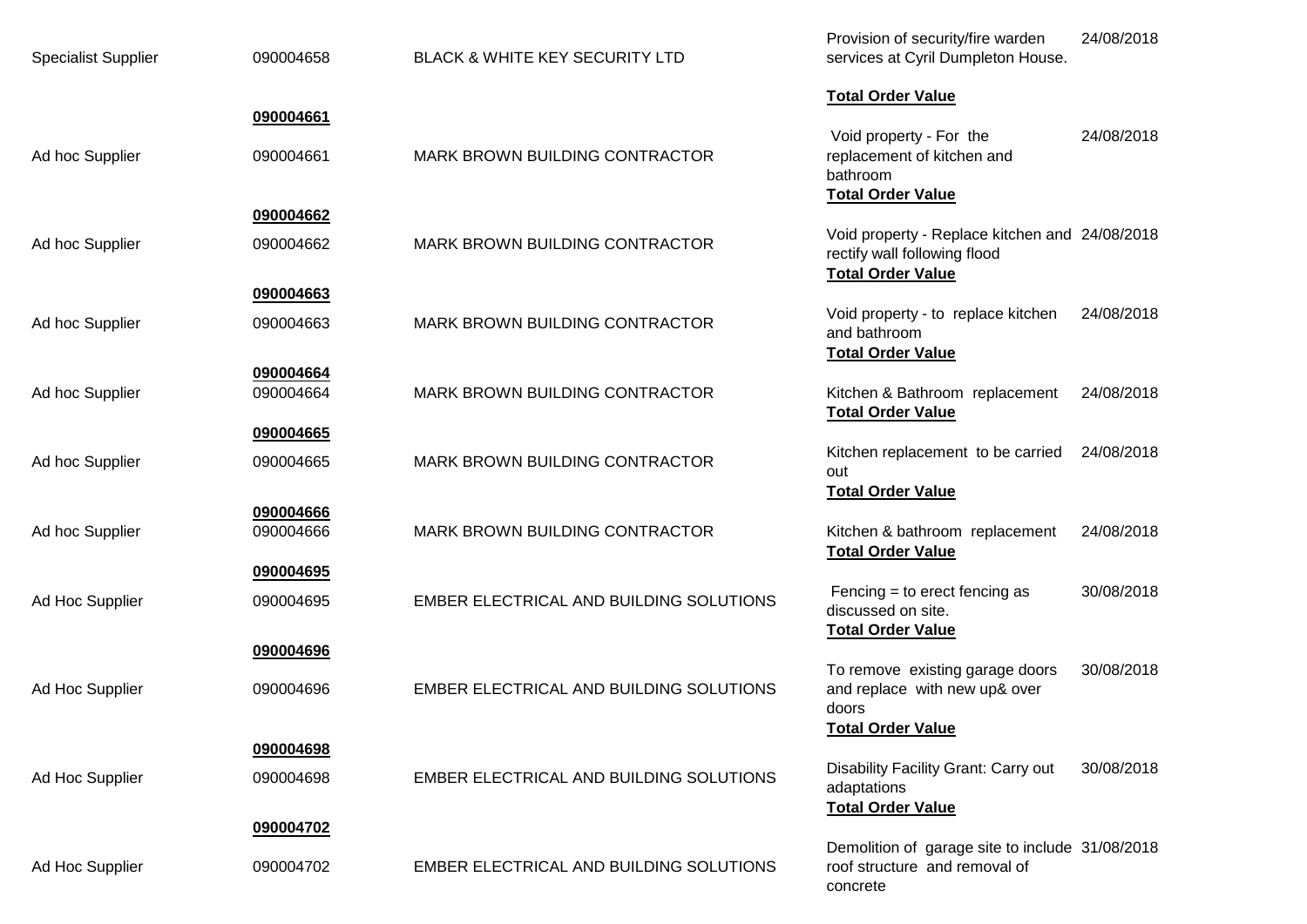| | | | | |
|---|---|---|---|---|
| Specialist Supplier | 090004658 | BLACK & WHITE KEY SECURITY LTD | Provision of security/fire warden services at Cyril Dumpleton House. | 24/08/2018 |
| | | | **Total Order Value** | |
| | **090004661** | | | |
| Ad hoc Supplier | 090004661 | MARK BROWN BUILDING CONTRACTOR | Void property - For the replacement of kitchen and bathroom | 24/08/2018 |
| | | | **Total Order Value** | |
| | **090004662** | | | |
| Ad hoc Supplier | 090004662 | MARK BROWN BUILDING CONTRACTOR | Void property - Replace kitchen and rectify wall following flood | 24/08/2018 |
| | | | **Total Order Value** | |
| | **090004663** | | | |
| Ad hoc Supplier | 090004663 | MARK BROWN BUILDING CONTRACTOR | Void property - to replace kitchen and bathroom | 24/08/2018 |
| | | | **Total Order Value** | |
| | **090004664** | | | |
| Ad hoc Supplier | 090004664 | MARK BROWN BUILDING CONTRACTOR | Kitchen & Bathroom replacement | 24/08/2018 |
| | | | **Total Order Value** | |
| | **090004665** | | | |
| Ad hoc Supplier | 090004665 | MARK BROWN BUILDING CONTRACTOR | Kitchen replacement to be carried out | 24/08/2018 |
| | | | **Total Order Value** | |
| | **090004666** | | | |
| Ad hoc Supplier | 090004666 | MARK BROWN BUILDING CONTRACTOR | Kitchen & bathroom replacement | 24/08/2018 |
| | | | **Total Order Value** | |
| | **090004695** | | | |
| Ad Hoc Supplier | 090004695 | EMBER ELECTRICAL AND BUILDING SOLUTIONS | Fencing = to erect fencing as discussed on site. | 30/08/2018 |
| | | | **Total Order Value** | |
| | **090004696** | | | |
| Ad Hoc Supplier | 090004696 | EMBER ELECTRICAL AND BUILDING SOLUTIONS | To remove existing garage doors and replace with new up& over doors | 30/08/2018 |
| | | | **Total Order Value** | |
| | **090004698** | | | |
| Ad Hoc Supplier | 090004698 | EMBER ELECTRICAL AND BUILDING SOLUTIONS | Disability Facility Grant: Carry out adaptations | 30/08/2018 |
| | | | **Total Order Value** | |
| | **090004702** | | | |
| Ad Hoc Supplier | 090004702 | EMBER ELECTRICAL AND BUILDING SOLUTIONS | Demolition of garage site to include roof structure and removal of concrete | 31/08/2018 |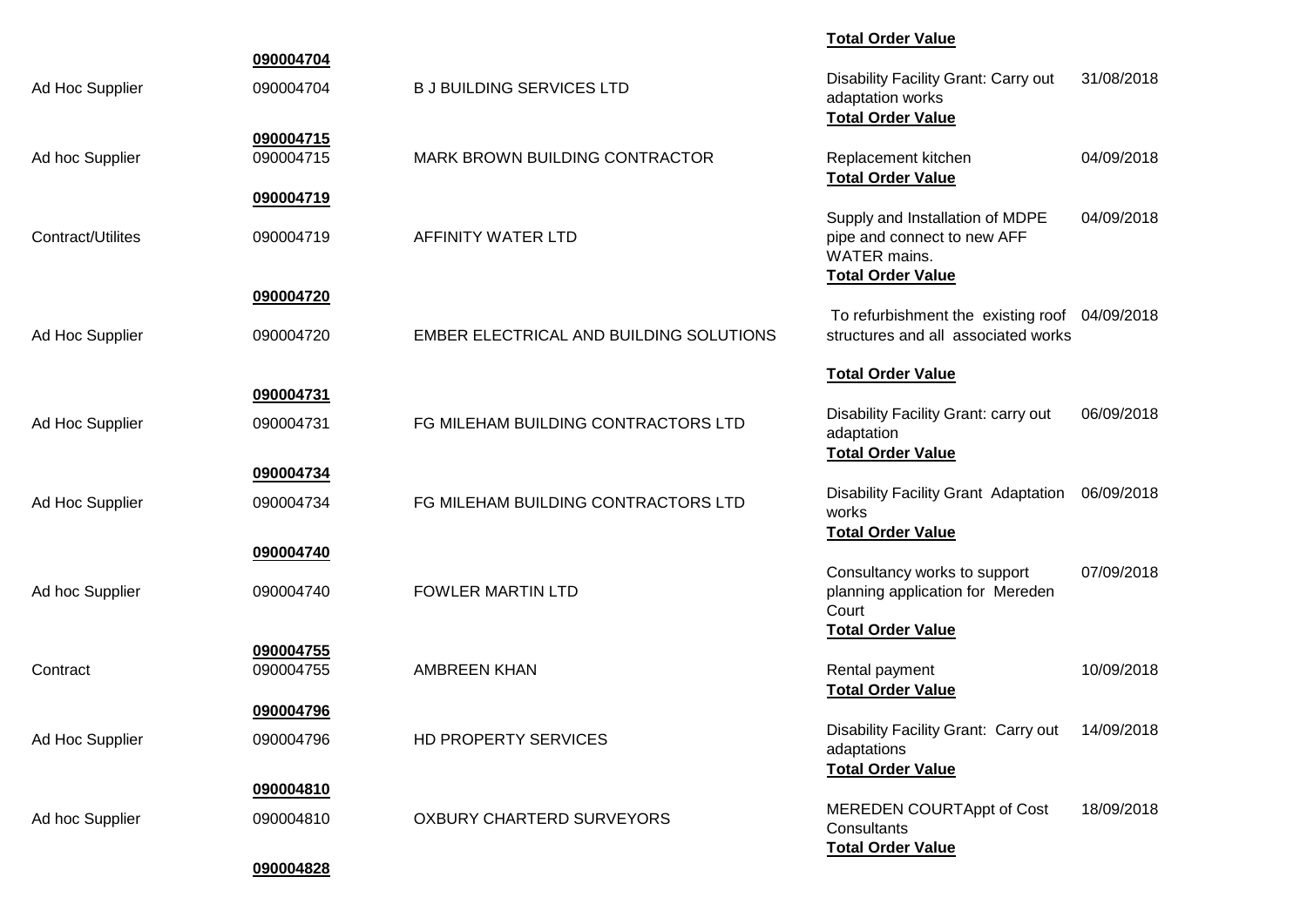| | | | | |
|---|---|---|---|---|
| | | | **Total Order Value** | |
| | **090004704** | | | |
| Ad Hoc Supplier | 090004704 | B J BUILDING SERVICES LTD | Disability Facility Grant: Carry out adaptation works | 31/08/2018 |
| | | | **Total Order Value** | |
| | **090004715** | | | |
| Ad hoc Supplier | 090004715 | MARK BROWN BUILDING CONTRACTOR | Replacement kitchen | 04/09/2018 |
| | | | **Total Order Value** | |
| | **090004719** | | | |
| Contract/Utilites | 090004719 | AFFINITY WATER LTD | Supply and Installation of MDPE pipe and connect to new AFF WATER mains. | 04/09/2018 |
| | | | **Total Order Value** | |
| | **090004720** | | | |
| Ad Hoc Supplier | 090004720 | EMBER ELECTRICAL AND BUILDING SOLUTIONS | To refurbishment the existing roof structures and all associated works | 04/09/2018 |
| | | | **Total Order Value** | |
| | **090004731** | | | |
| Ad Hoc Supplier | 090004731 | FG MILEHAM BUILDING CONTRACTORS LTD | Disability Facility Grant: carry out adaptation | 06/09/2018 |
| | | | **Total Order Value** | |
| | **090004734** | | | |
| Ad Hoc Supplier | 090004734 | FG MILEHAM BUILDING CONTRACTORS LTD | Disability Facility Grant Adaptation works | 06/09/2018 |
| | | | **Total Order Value** | |
| | **090004740** | | | |
| Ad hoc Supplier | 090004740 | FOWLER MARTIN LTD | Consultancy works to support planning application for Mereden Court | 07/09/2018 |
| | | | **Total Order Value** | |
| | **090004755** | | | |
| Contract | 090004755 | AMBREEN KHAN | Rental payment | 10/09/2018 |
| | | | **Total Order Value** | |
| | **090004796** | | | |
| Ad Hoc Supplier | 090004796 | HD PROPERTY SERVICES | Disability Facility Grant: Carry out adaptations | 14/09/2018 |
| | | | **Total Order Value** | |
| | **090004810** | | | |
| Ad hoc Supplier | 090004810 | OXBURY CHARTERD SURVEYORS | MEREDEN COURTAppt of Cost Consultants | 18/09/2018 |
| | | | **Total Order Value** | |
| | **090004828** | | | |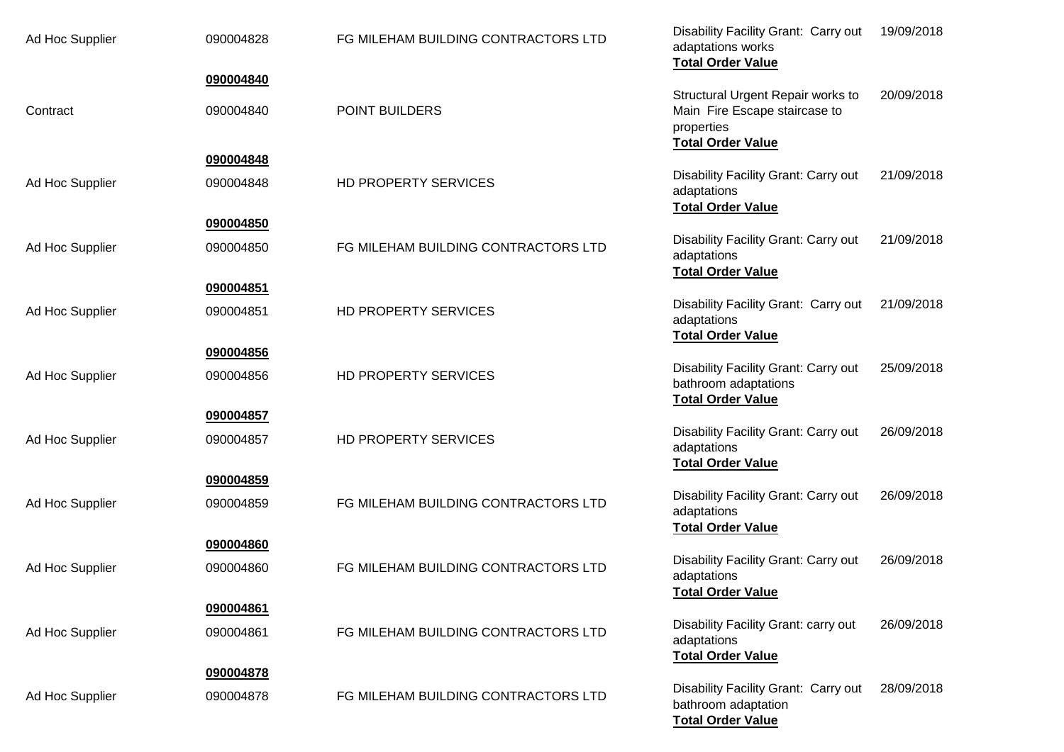| | | | | |
|---|---|---|---|---|
| Ad Hoc Supplier | 090004828 | FG MILEHAM BUILDING CONTRACTORS LTD | Disability Facility Grant: Carry out adaptations works<br>**Total Order Value** | 19/09/2018 |
| | **090004840** | | | |
| Contract | 090004840 | POINT BUILDERS | Structural Urgent Repair works to Main Fire Escape staircase to properties<br>**Total Order Value** | 20/09/2018 |
| | **090004848** | | | |
| Ad Hoc Supplier | 090004848 | HD PROPERTY SERVICES | Disability Facility Grant: Carry out adaptations<br>**Total Order Value** | 21/09/2018 |
| | **090004850** | | | |
| Ad Hoc Supplier | 090004850 | FG MILEHAM BUILDING CONTRACTORS LTD | Disability Facility Grant: Carry out adaptations<br>**Total Order Value** | 21/09/2018 |
| | **090004851** | | | |
| Ad Hoc Supplier | 090004851 | HD PROPERTY SERVICES | Disability Facility Grant: Carry out adaptations<br>**Total Order Value** | 21/09/2018 |
| | **090004856** | | | |
| Ad Hoc Supplier | 090004856 | HD PROPERTY SERVICES | Disability Facility Grant: Carry out bathroom adaptations<br>**Total Order Value** | 25/09/2018 |
| | **090004857** | | | |
| Ad Hoc Supplier | 090004857 | HD PROPERTY SERVICES | Disability Facility Grant: Carry out adaptations<br>**Total Order Value** | 26/09/2018 |
| | **090004859** | | | |
| Ad Hoc Supplier | 090004859 | FG MILEHAM BUILDING CONTRACTORS LTD | Disability Facility Grant: Carry out adaptations<br>**Total Order Value** | 26/09/2018 |
| | **090004860** | | | |
| Ad Hoc Supplier | 090004860 | FG MILEHAM BUILDING CONTRACTORS LTD | Disability Facility Grant: Carry out adaptations<br>**Total Order Value** | 26/09/2018 |
| | **090004861** | | | |
| Ad Hoc Supplier | 090004861 | FG MILEHAM BUILDING CONTRACTORS LTD | Disability Facility Grant: carry out adaptations<br>**Total Order Value** | 26/09/2018 |
| | **090004878** | | | |
| Ad Hoc Supplier | 090004878 | FG MILEHAM BUILDING CONTRACTORS LTD | Disability Facility Grant: Carry out bathroom adaptation<br>**Total Order Value** | 28/09/2018 |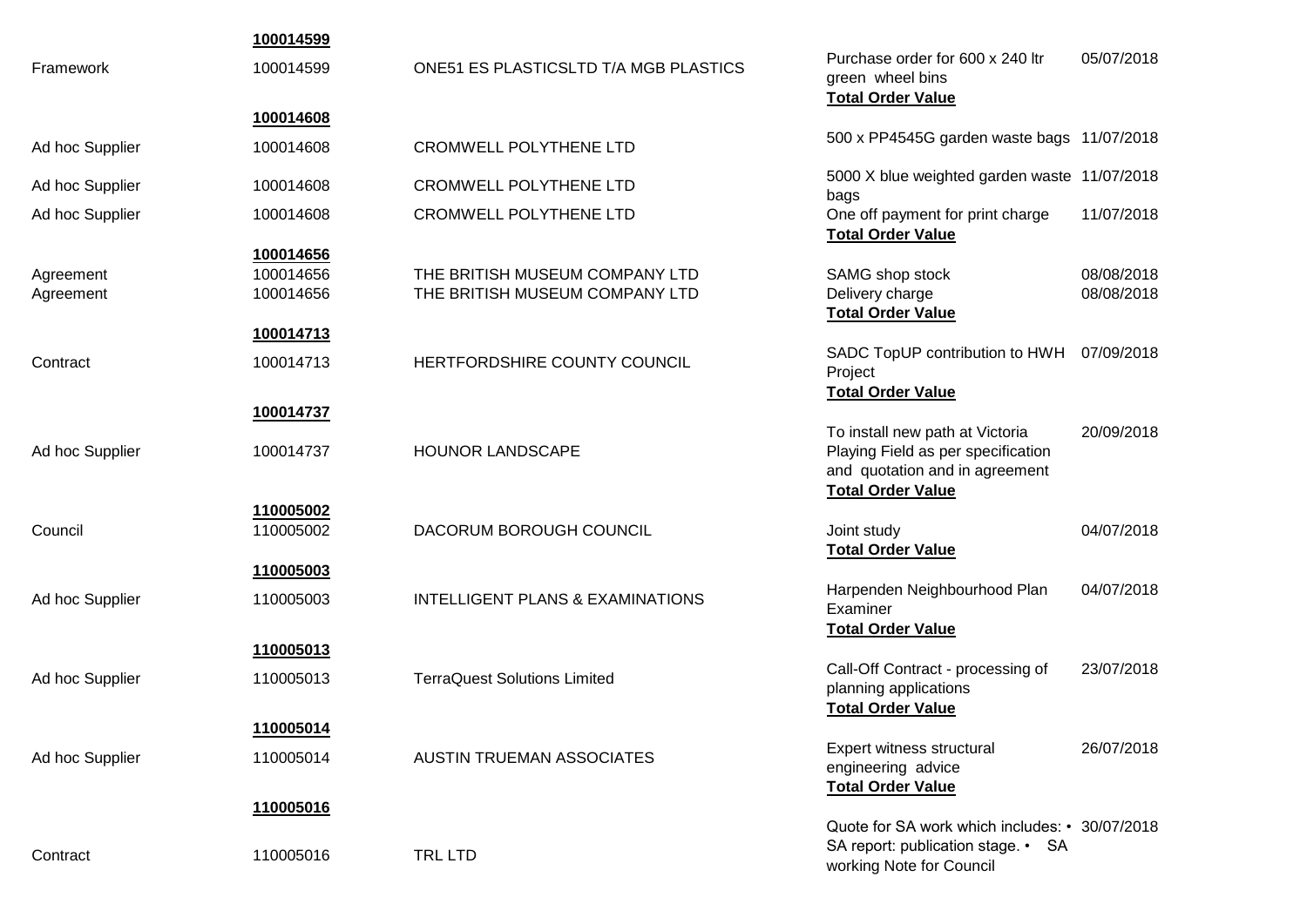| | | | | |
|---|---|---|---|---|
| | **100014599** | | | |
| Framework | 100014599 | ONE51 ES PLASTICSLTD T/A MGB PLASTICS | Purchase order for 600 x 240 ltr green wheel bins | 05/07/2018 |
| | | | **Total Order Value** | |
| | **100014608** | | | |
| Ad hoc Supplier | 100014608 | CROMWELL POLYTHENE LTD | 500 x PP4545G garden waste bags | 11/07/2018 |
| Ad hoc Supplier | 100014608 | CROMWELL POLYTHENE LTD | 5000 X blue weighted garden waste bags | 11/07/2018 |
| Ad hoc Supplier | 100014608 | CROMWELL POLYTHENE LTD | One off payment for print charge | 11/07/2018 |
| | | | **Total Order Value** | |
| | **100014656** | | | |
| Agreement | 100014656 | THE BRITISH MUSEUM COMPANY LTD | SAMG shop stock | 08/08/2018 |
| Agreement | 100014656 | THE BRITISH MUSEUM COMPANY LTD | Delivery charge | 08/08/2018 |
| | | | **Total Order Value** | |
| | **100014713** | | | |
| Contract | 100014713 | HERTFORDSHIRE COUNTY COUNCIL | SADC TopUP contribution to HWH Project | 07/09/2018 |
| | | | **Total Order Value** | |
| | **100014737** | | | |
| Ad hoc Supplier | 100014737 | HOUNOR LANDSCAPE | To install new path at Victoria Playing Field as per specification and quotation and in agreement | 20/09/2018 |
| | | | **Total Order Value** | |
| | **110005002** | | | |
| Council | 110005002 | DACORUM BOROUGH COUNCIL | Joint study | 04/07/2018 |
| | | | **Total Order Value** | |
| | **110005003** | | | |
| Ad hoc Supplier | 110005003 | INTELLIGENT PLANS & EXAMINATIONS | Harpenden Neighbourhood Plan Examiner | 04/07/2018 |
| | | | **Total Order Value** | |
| | **110005013** | | | |
| Ad hoc Supplier | 110005013 | TerraQuest Solutions Limited | Call-Off Contract - processing of planning applications | 23/07/2018 |
| | | | **Total Order Value** | |
| | **110005014** | | | |
| Ad hoc Supplier | 110005014 | AUSTIN TRUEMAN ASSOCIATES | Expert witness structural engineering advice | 26/07/2018 |
| | | | **Total Order Value** | |
| | **110005016** | | | |
| Contract | 110005016 | TRL LTD | Quote for SA work which includes: • SA report: publication stage. • SA working Note for Council | 30/07/2018 |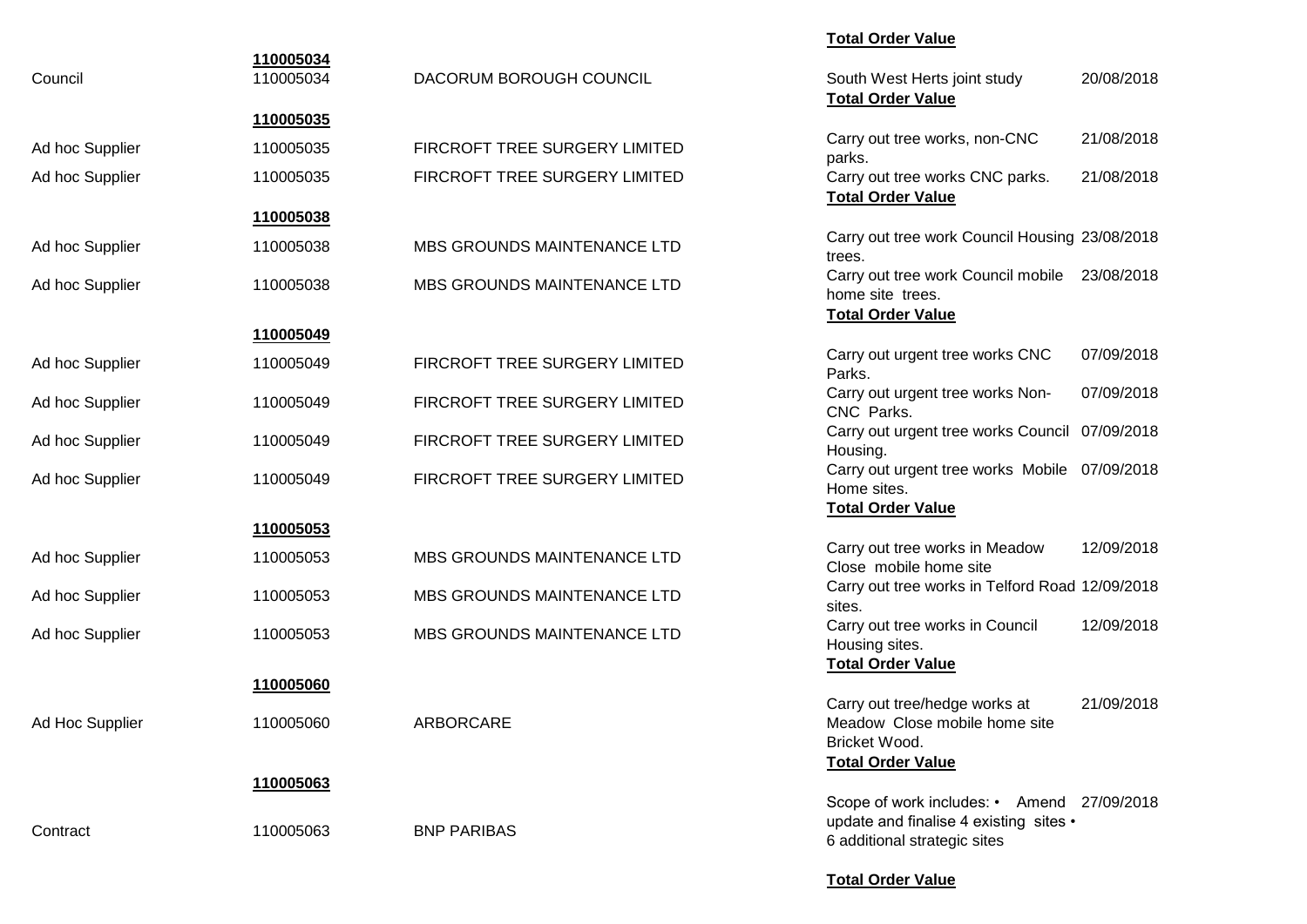| | | | | |
|---|---|---|---|---|
| | | | **Total Order Value** | |
| | **110005034** | | | |
| Council | 110005034 | DACORUM BOROUGH COUNCIL | South West Herts joint study | 20/08/2018 |
| | | | **Total Order Value** | |
| | **110005035** | | | |
| Ad hoc Supplier | 110005035 | FIRCROFT TREE SURGERY LIMITED | Carry out tree works, non-CNC parks. | 21/08/2018 |
| Ad hoc Supplier | 110005035 | FIRCROFT TREE SURGERY LIMITED | Carry out tree works CNC parks. | 21/08/2018 |
| | | | **Total Order Value** | |
| | **110005038** | | | |
| Ad hoc Supplier | 110005038 | MBS GROUNDS MAINTENANCE LTD | Carry out tree work Council Housing trees. | 23/08/2018 |
| Ad hoc Supplier | 110005038 | MBS GROUNDS MAINTENANCE LTD | Carry out tree work Council mobile home site trees. | 23/08/2018 |
| | | | **Total Order Value** | |
| | **110005049** | | | |
| Ad hoc Supplier | 110005049 | FIRCROFT TREE SURGERY LIMITED | Carry out urgent tree works CNC Parks. | 07/09/2018 |
| Ad hoc Supplier | 110005049 | FIRCROFT TREE SURGERY LIMITED | Carry out urgent tree works Non-CNC Parks. | 07/09/2018 |
| Ad hoc Supplier | 110005049 | FIRCROFT TREE SURGERY LIMITED | Carry out urgent tree works Council Housing. | 07/09/2018 |
| Ad hoc Supplier | 110005049 | FIRCROFT TREE SURGERY LIMITED | Carry out urgent tree works Mobile Home sites. | 07/09/2018 |
| | | | **Total Order Value** | |
| | **110005053** | | | |
| Ad hoc Supplier | 110005053 | MBS GROUNDS MAINTENANCE LTD | Carry out tree works in Meadow Close mobile home site | 12/09/2018 |
| Ad hoc Supplier | 110005053 | MBS GROUNDS MAINTENANCE LTD | Carry out tree works in Telford Road sites. | 12/09/2018 |
| Ad hoc Supplier | 110005053 | MBS GROUNDS MAINTENANCE LTD | Carry out tree works in Council Housing sites. | 12/09/2018 |
| | | | **Total Order Value** | |
| | **110005060** | | | |
| Ad Hoc Supplier | 110005060 | ARBORCARE | Carry out tree/hedge works at Meadow Close mobile home site Bricket Wood. | 21/09/2018 |
| | | | **Total Order Value** | |
| | **110005063** | | | |
| Contract | 110005063 | BNP PARIBAS | Scope of work includes: • Amend update and finalise 4 existing sites • 6 additional strategic sites | 27/09/2018 |
| | | | **Total Order Value** | |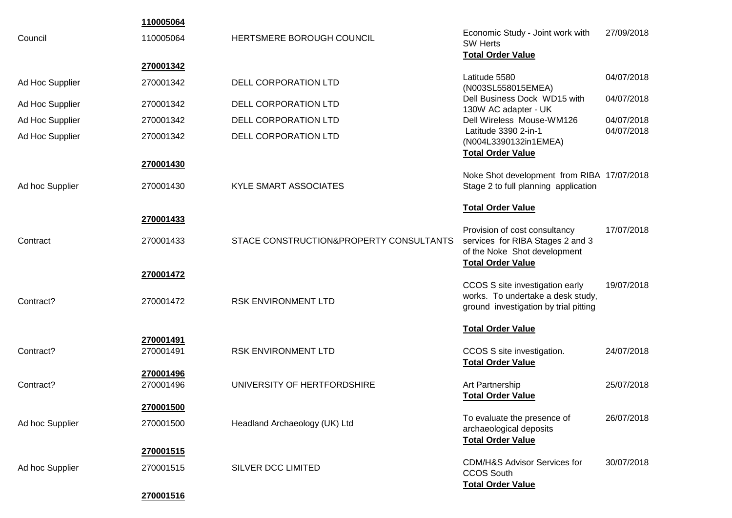| | **110005064** | | | |
|---|---|---|---|---|
| Council | 110005064 | HERTSMERE BOROUGH COUNCIL | Economic Study - Joint work with SW Herts | 27/09/2018 |
| | | | **Total Order Value** | |
| | **270001342** | | | |
| Ad Hoc Supplier | 270001342 | DELL CORPORATION LTD | Latitude 5580 (N003SL558015EMEA) | 04/07/2018 |
| Ad Hoc Supplier | 270001342 | DELL CORPORATION LTD | Dell Business Dock WD15 with 130W AC adapter - UK | 04/07/2018 |
| Ad Hoc Supplier | 270001342 | DELL CORPORATION LTD | Dell Wireless Mouse-WM126 | 04/07/2018 |
| Ad Hoc Supplier | 270001342 | DELL CORPORATION LTD | Latitude 3390 2-in-1 (N004L3390132in1EMEA) | 04/07/2018 |
| | | | **Total Order Value** | |
| | **270001430** | | | |
| Ad hoc Supplier | 270001430 | KYLE SMART ASSOCIATES | Noke Shot development from RIBA Stage 2 to full planning application | 17/07/2018 |
| | | | **Total Order Value** | |
| | **270001433** | | | |
| Contract | 270001433 | STACE CONSTRUCTION&PROPERTY CONSULTANTS | Provision of cost consultancy services for RIBA Stages 2 and 3 of the Noke Shot development | 17/07/2018 |
| | | | **Total Order Value** | |
| | **270001472** | | | |
| Contract? | 270001472 | RSK ENVIRONMENT LTD | CCOS S site investigation early works. To undertake a desk study, ground investigation by trial pitting | 19/07/2018 |
| | | | **Total Order Value** | |
| | **270001491** | | | |
| Contract? | 270001491 | RSK ENVIRONMENT LTD | CCOS S site investigation. | 24/07/2018 |
| | | | **Total Order Value** | |
| | **270001496** | | | |
| Contract? | 270001496 | UNIVERSITY OF HERTFORDSHIRE | Art Partnership | 25/07/2018 |
| | | | **Total Order Value** | |
| | **270001500** | | | |
| Ad hoc Supplier | 270001500 | Headland Archaeology (UK) Ltd | To evaluate the presence of archaeological deposits | 26/07/2018 |
| | | | **Total Order Value** | |
| | **270001515** | | | |
| Ad hoc Supplier | 270001515 | SILVER DCC LIMITED | CDM/H&S Advisor Services for CCOS South | 30/07/2018 |
| | | | **Total Order Value** | |
| | **270001516** | | | |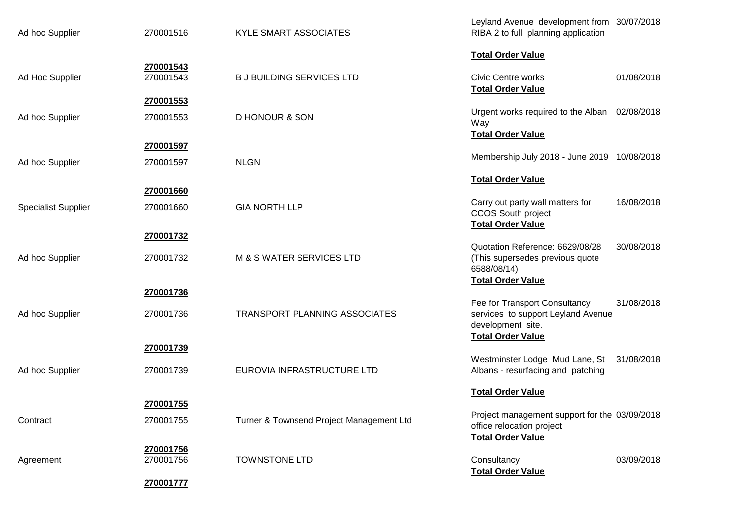| | | | | |
|---|---|---|---|---|
| Ad hoc Supplier | 270001516 | KYLE SMART ASSOCIATES | Leyland Avenue development from RIBA 2 to full planning application | 30/07/2018 |
| | | | **Total Order Value** | |
| | **270001543** | | | |
| Ad Hoc Supplier | 270001543 | B J BUILDING SERVICES LTD | Civic Centre works | 01/08/2018 |
| | | | **Total Order Value** | |
| | **270001553** | | | |
| Ad hoc Supplier | 270001553 | D HONOUR & SON | Urgent works required to the Alban Way | 02/08/2018 |
| | | | **Total Order Value** | |
| | **270001597** | | | |
| Ad hoc Supplier | 270001597 | NLGN | Membership July 2018 - June 2019 | 10/08/2018 |
| | | | **Total Order Value** | |
| | **270001660** | | | |
| Specialist Supplier | 270001660 | GIA NORTH LLP | Carry out party wall matters for CCOS South project | 16/08/2018 |
| | | | **Total Order Value** | |
| | **270001732** | | | |
| Ad hoc Supplier | 270001732 | M & S WATER SERVICES LTD | Quotation Reference: 6629/08/28 (This supersedes previous quote 6588/08/14) | 30/08/2018 |
| | | | **Total Order Value** | |
| | **270001736** | | | |
| Ad hoc Supplier | 270001736 | TRANSPORT PLANNING ASSOCIATES | Fee for Transport Consultancy services to support Leyland Avenue development site. | 31/08/2018 |
| | | | **Total Order Value** | |
| | **270001739** | | | |
| Ad hoc Supplier | 270001739 | EUROVIA INFRASTRUCTURE LTD | Westminster Lodge Mud Lane, St Albans - resurfacing and patching | 31/08/2018 |
| | | | **Total Order Value** | |
| | **270001755** | | | |
| Contract | 270001755 | Turner & Townsend Project Management Ltd | Project management support for the office relocation project | 03/09/2018 |
| | | | **Total Order Value** | |
| | **270001756** | | | |
| Agreement | 270001756 | TOWNSTONE LTD | Consultancy | 03/09/2018 |
| | | | **Total Order Value** | |
| | **270001777** | | | |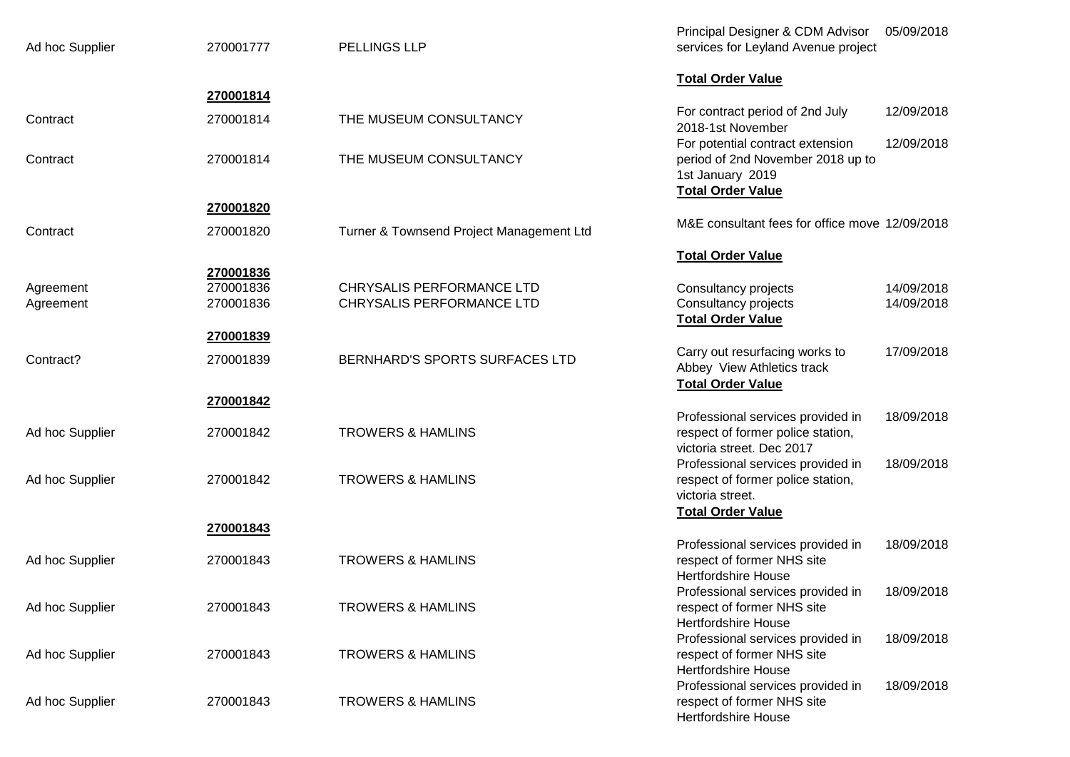| | | | | |
|---|---|---|---|---|
| Ad hoc Supplier | 270001777 | PELLINGS LLP | Principal Designer & CDM Advisor services for Leyland Avenue project | 05/09/2018 |
| | | | **Total Order Value** | |
| | **270001814** | | | |
| Contract | 270001814 | THE MUSEUM CONSULTANCY | For contract period of 2nd July 2018-1st November | 12/09/2018 |
| Contract | 270001814 | THE MUSEUM CONSULTANCY | For potential contract extension period of 2nd November 2018 up to 1st January 2019 | 12/09/2018 |
| | | | **Total Order Value** | |
| | **270001820** | | | |
| Contract | 270001820 | Turner & Townsend Project Management Ltd | M&E consultant fees for office move | 12/09/2018 |
| | | | **Total Order Value** | |
| | **270001836** | | | |
| Agreement | 270001836 | CHRYSALIS PERFORMANCE LTD | Consultancy projects | 14/09/2018 |
| Agreement | 270001836 | CHRYSALIS PERFORMANCE LTD | Consultancy projects | 14/09/2018 |
| | | | **Total Order Value** | |
| | **270001839** | | | |
| Contract? | 270001839 | BERNHARD'S SPORTS SURFACES LTD | Carry out resurfacing works to Abbey View Athletics track | 17/09/2018 |
| | | | **Total Order Value** | |
| | **270001842** | | | |
| Ad hoc Supplier | 270001842 | TROWERS & HAMLINS | Professional services provided in respect of former police station, victoria street. Dec 2017 | 18/09/2018 |
| Ad hoc Supplier | 270001842 | TROWERS & HAMLINS | Professional services provided in respect of former police station, victoria street. | 18/09/2018 |
| | | | **Total Order Value** | |
| | **270001843** | | | |
| Ad hoc Supplier | 270001843 | TROWERS & HAMLINS | Professional services provided in respect of former NHS site Hertfordshire House | 18/09/2018 |
| Ad hoc Supplier | 270001843 | TROWERS & HAMLINS | Professional services provided in respect of former NHS site Hertfordshire House | 18/09/2018 |
| Ad hoc Supplier | 270001843 | TROWERS & HAMLINS | Professional services provided in respect of former NHS site Hertfordshire House | 18/09/2018 |
| Ad hoc Supplier | 270001843 | TROWERS & HAMLINS | Professional services provided in respect of former NHS site Hertfordshire House | 18/09/2018 |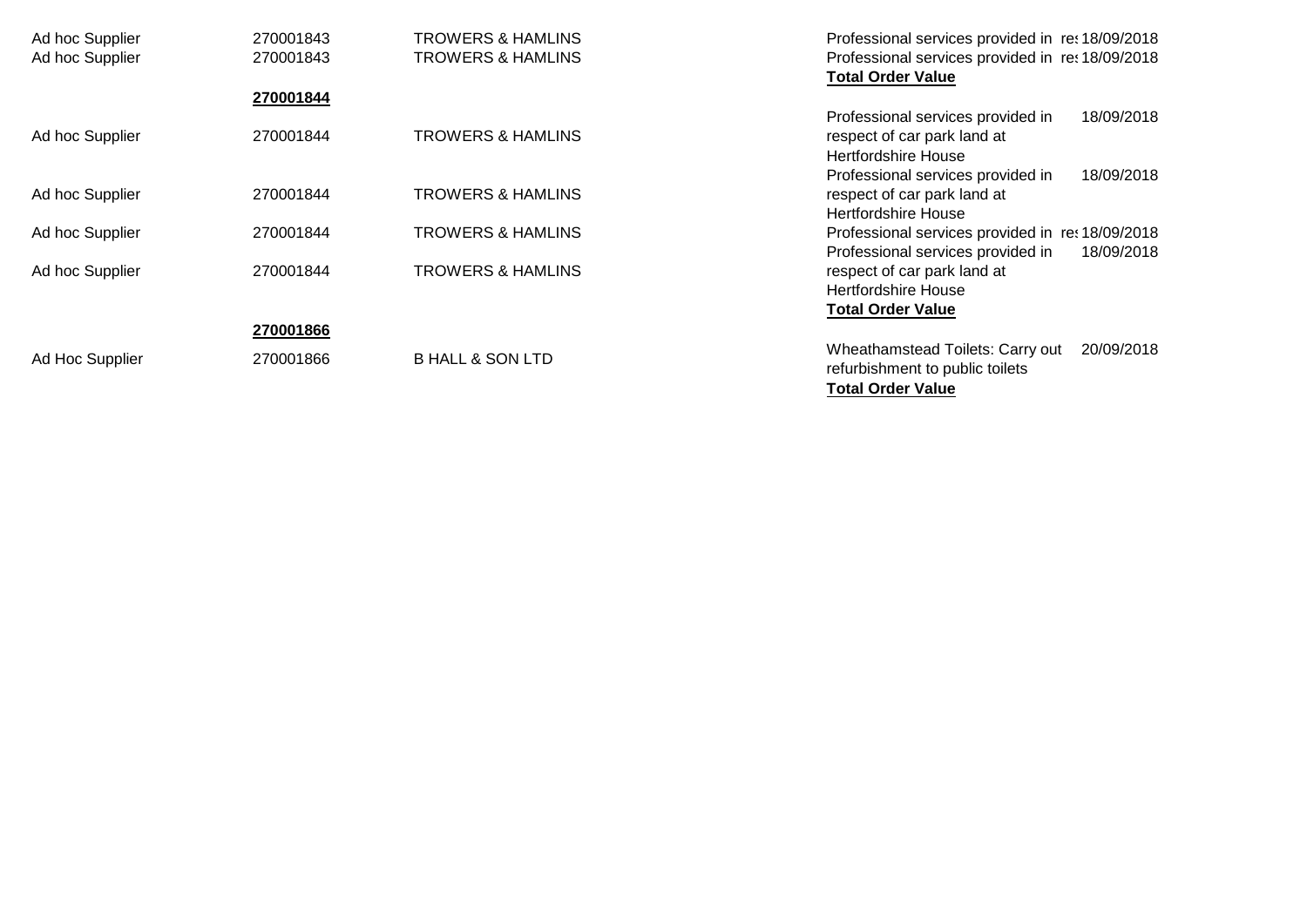| | | | | |
|---|---|---|---|---|
| Ad hoc Supplier | 270001843 | TROWERS & HAMLINS | Professional services provided in res | 18/09/2018 |
| Ad hoc Supplier | 270001843 | TROWERS & HAMLINS | Professional services provided in res | 18/09/2018 |
| | | | **Total Order Value** | |
| | **270001844** | | | |
| Ad hoc Supplier | 270001844 | TROWERS & HAMLINS | Professional services provided in respect of car park land at Hertfordshire House | 18/09/2018 |
| Ad hoc Supplier | 270001844 | TROWERS & HAMLINS | Professional services provided in respect of car park land at Hertfordshire House | 18/09/2018 |
| Ad hoc Supplier | 270001844 | TROWERS & HAMLINS | Professional services provided in res | 18/09/2018 |
| Ad hoc Supplier | 270001844 | TROWERS & HAMLINS | Professional services provided in respect of car park land at Hertfordshire House | 18/09/2018 |
| | | | **Total Order Value** | |
| | **270001866** | | | |
| Ad Hoc Supplier | 270001866 | B HALL & SON LTD | Wheathamstead Toilets: Carry out refurbishment to public toilets | 20/09/2018 |
| | | | **Total Order Value** | |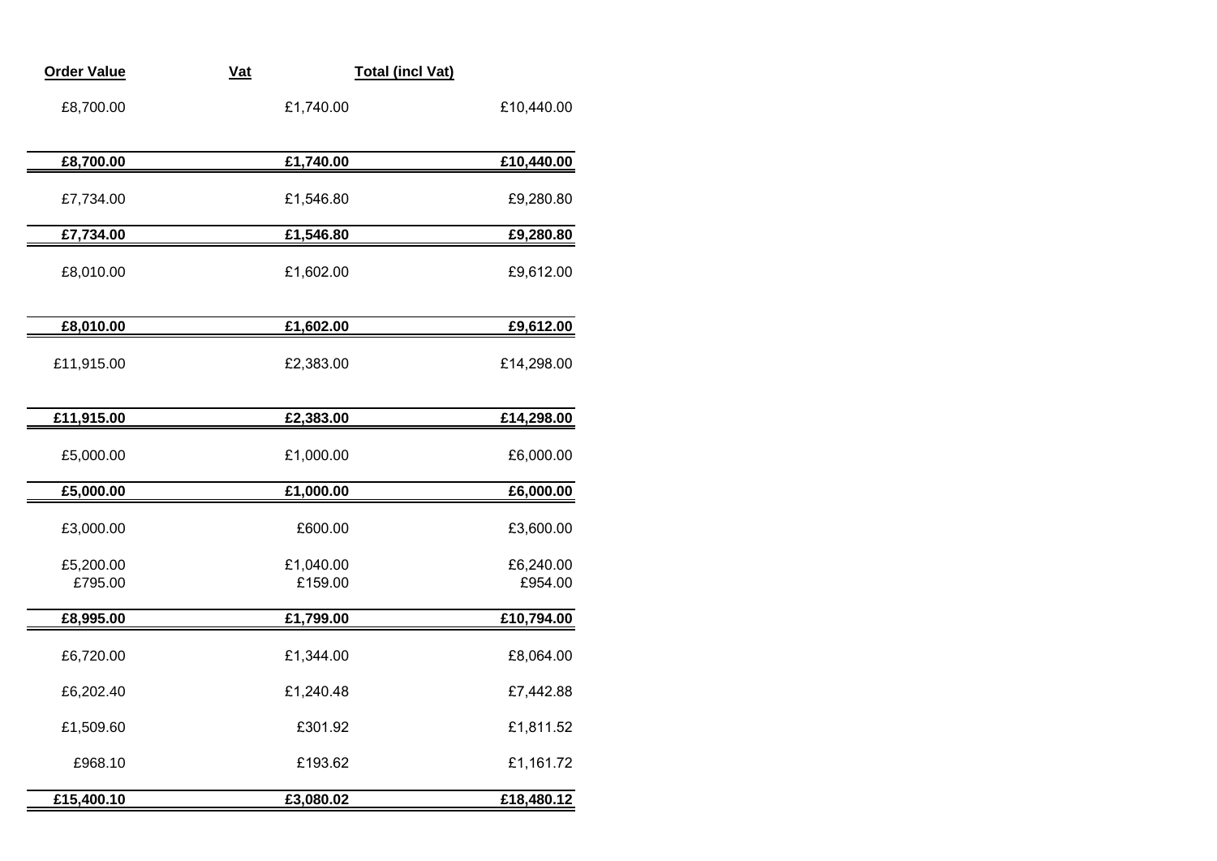| Order Value | Vat | Total (incl Vat) |
|---|---|---|
| £8,700.00 | £1,740.00 | £10,440.00 |
| **£8,700.00** | **£1,740.00** | **£10,440.00** |
| £7,734.00 | £1,546.80 | £9,280.80 |
| **£7,734.00** | **£1,546.80** | **£9,280.80** |
| £8,010.00 | £1,602.00 | £9,612.00 |
| **£8,010.00** | **£1,602.00** | **£9,612.00** |
| £11,915.00 | £2,383.00 | £14,298.00 |
| **£11,915.00** | **£2,383.00** | **£14,298.00** |
| £5,000.00 | £1,000.00 | £6,000.00 |
| **£5,000.00** | **£1,000.00** | **£6,000.00** |
| £3,000.00 | £600.00 | £3,600.00 |
| £5,200.00 | £1,040.00 | £6,240.00 |
| £795.00 | £159.00 | £954.00 |
| **£8,995.00** | **£1,799.00** | **£10,794.00** |
| £6,720.00 | £1,344.00 | £8,064.00 |
| £6,202.40 | £1,240.48 | £7,442.88 |
| £1,509.60 | £301.92 | £1,811.52 |
| £968.10 | £193.62 | £1,161.72 |
| **£15,400.10** | **£3,080.02** | **£18,480.12** |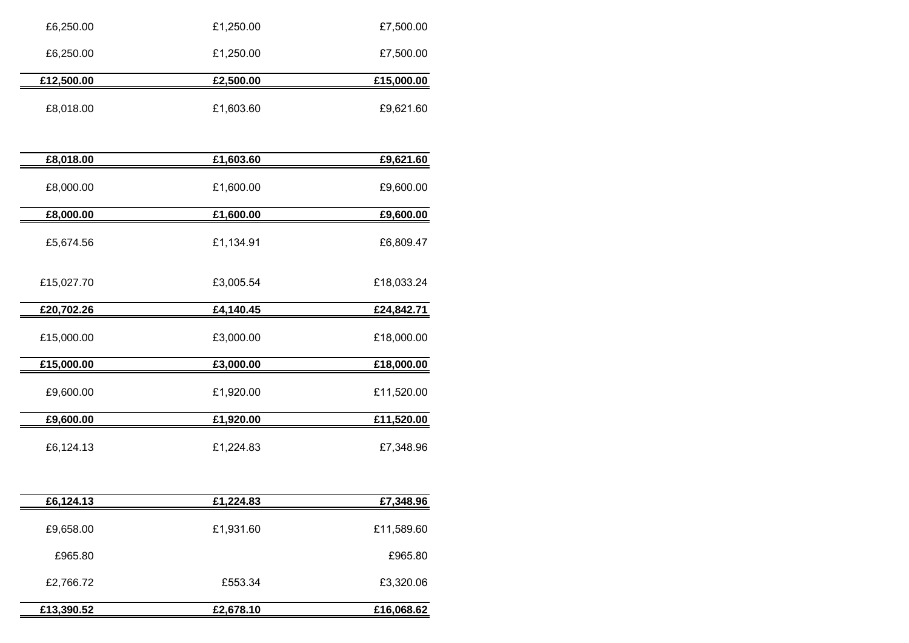| | | |
|---|---|---|
| £6,250.00 | £1,250.00 | £7,500.00 |
| £6,250.00 | £1,250.00 | £7,500.00 |
| **£12,500.00** | **£2,500.00** | **£15,000.00** |
| £8,018.00 | £1,603.60 | £9,621.60 |
| **£8,018.00** | **£1,603.60** | **£9,621.60** |
| £8,000.00 | £1,600.00 | £9,600.00 |
| **£8,000.00** | **£1,600.00** | **£9,600.00** |
| £5,674.56 | £1,134.91 | £6,809.47 |
| £15,027.70 | £3,005.54 | £18,033.24 |
| **£20,702.26** | **£4,140.45** | **£24,842.71** |
| £15,000.00 | £3,000.00 | £18,000.00 |
| **£15,000.00** | **£3,000.00** | **£18,000.00** |
| £9,600.00 | £1,920.00 | £11,520.00 |
| **£9,600.00** | **£1,920.00** | **£11,520.00** |
| £6,124.13 | £1,224.83 | £7,348.96 |
| **£6,124.13** | **£1,224.83** | **£7,348.96** |
| £9,658.00 | £1,931.60 | £11,589.60 |
| £965.80 | | £965.80 |
| £2,766.72 | £553.34 | £3,320.06 |
| **£13,390.52** | **£2,678.10** | **£16,068.62** |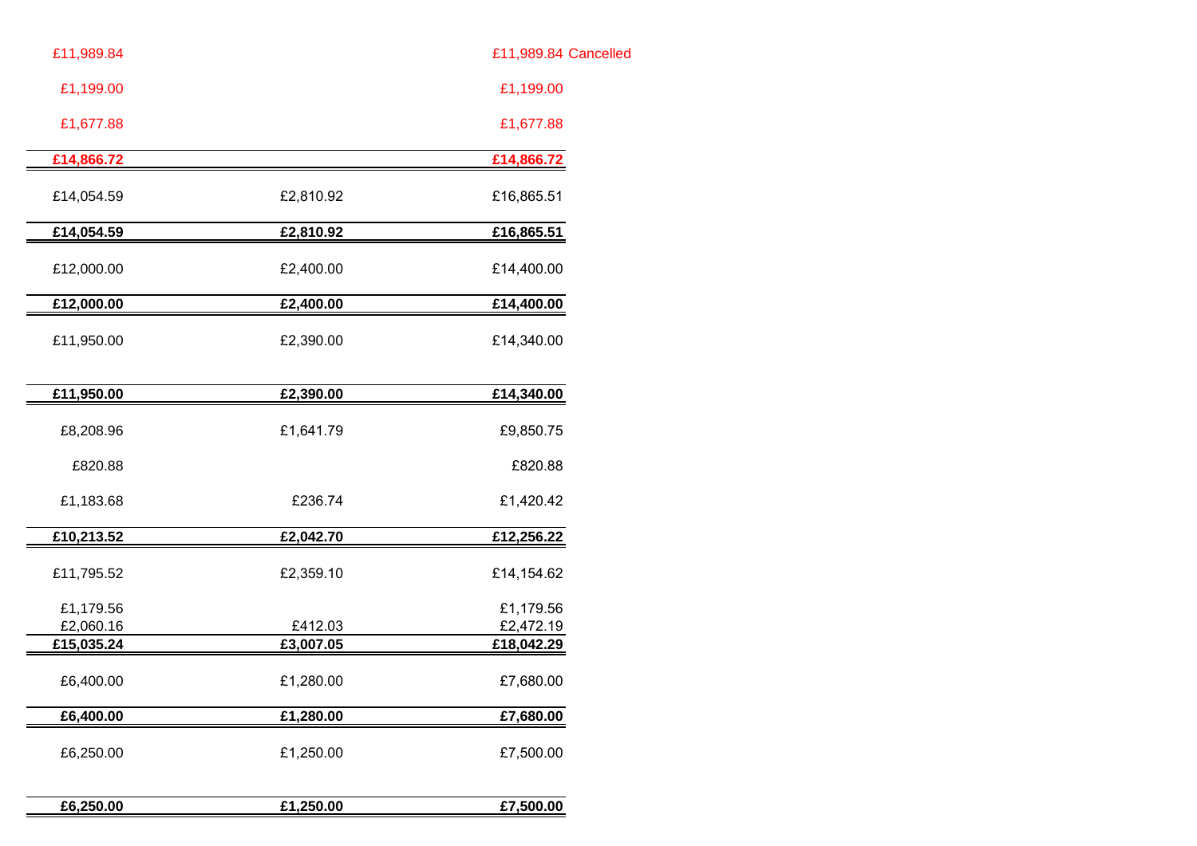| | | | |
|---|---|---|---|
| £11,989.84 | | £11,989.84 | Cancelled |
| £1,199.00 | | £1,199.00 | |
| £1,677.88 | | £1,677.88 | |
| **£14,866.72** | | **£14,866.72** | |
| £14,054.59 | £2,810.92 | £16,865.51 | |
| **£14,054.59** | **£2,810.92** | **£16,865.51** | |
| £12,000.00 | £2,400.00 | £14,400.00 | |
| **£12,000.00** | **£2,400.00** | **£14,400.00** | |
| £11,950.00 | £2,390.00 | £14,340.00 | |
| **£11,950.00** | **£2,390.00** | **£14,340.00** | |
| £8,208.96 | £1,641.79 | £9,850.75 | |
| £820.88 | | £820.88 | |
| £1,183.68 | £236.74 | £1,420.42 | |
| **£10,213.52** | **£2,042.70** | **£12,256.22** | |
| £11,795.52 | £2,359.10 | £14,154.62 | |
| £1,179.56 | | £1,179.56 | |
| £2,060.16 | £412.03 | £2,472.19 | |
| £15,035.24 | £3,007.05 | £18,042.29 | |
| £6,400.00 | £1,280.00 | £7,680.00 | |
| **£6,400.00** | **£1,280.00** | **£7,680.00** | |
| £6,250.00 | £1,250.00 | £7,500.00 | |
| **£6,250.00** | **£1,250.00** | **£7,500.00** | |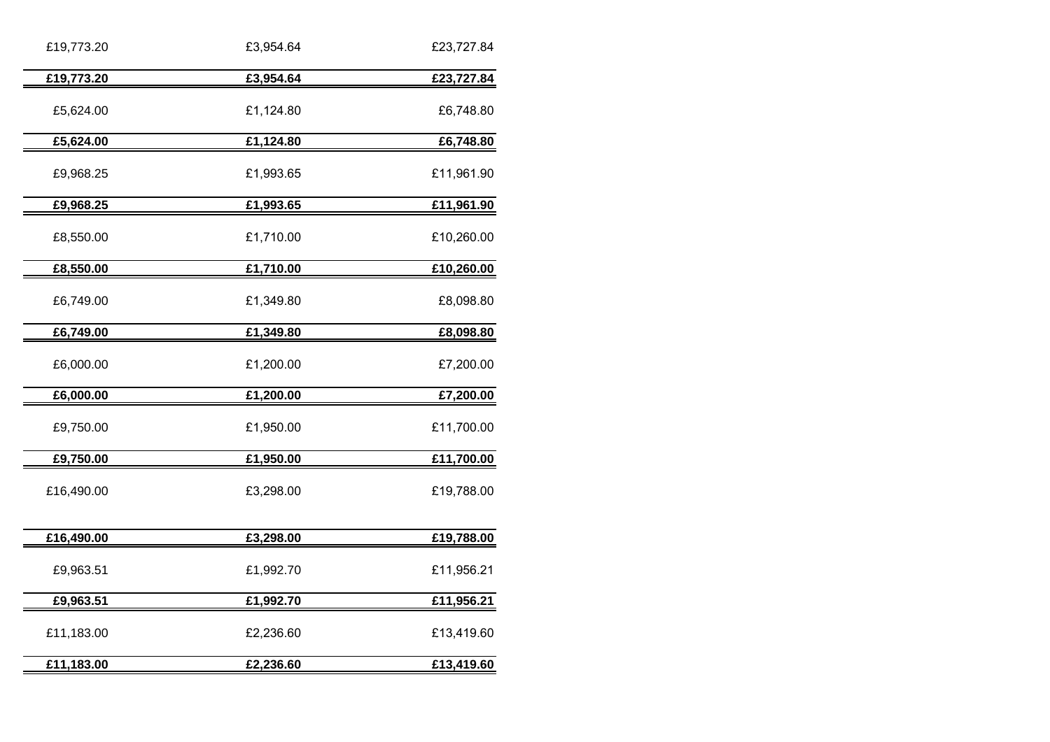| | | |
|---|---|---|
| £19,773.20 | £3,954.64 | £23,727.84 |
| **£19,773.20** | **£3,954.64** | **£23,727.84** |
| £5,624.00 | £1,124.80 | £6,748.80 |
| **£5,624.00** | **£1,124.80** | **£6,748.80** |
| £9,968.25 | £1,993.65 | £11,961.90 |
| **£9,968.25** | **£1,993.65** | **£11,961.90** |
| £8,550.00 | £1,710.00 | £10,260.00 |
| **£8,550.00** | **£1,710.00** | **£10,260.00** |
| £6,749.00 | £1,349.80 | £8,098.80 |
| **£6,749.00** | **£1,349.80** | **£8,098.80** |
| £6,000.00 | £1,200.00 | £7,200.00 |
| **£6,000.00** | **£1,200.00** | **£7,200.00** |
| £9,750.00 | £1,950.00 | £11,700.00 |
| **£9,750.00** | **£1,950.00** | **£11,700.00** |
| £16,490.00 | £3,298.00 | £19,788.00 |
| **£16,490.00** | **£3,298.00** | **£19,788.00** |
| £9,963.51 | £1,992.70 | £11,956.21 |
| **£9,963.51** | **£1,992.70** | **£11,956.21** |
| £11,183.00 | £2,236.60 | £13,419.60 |
| **£11,183.00** | **£2,236.60** | **£13,419.60** |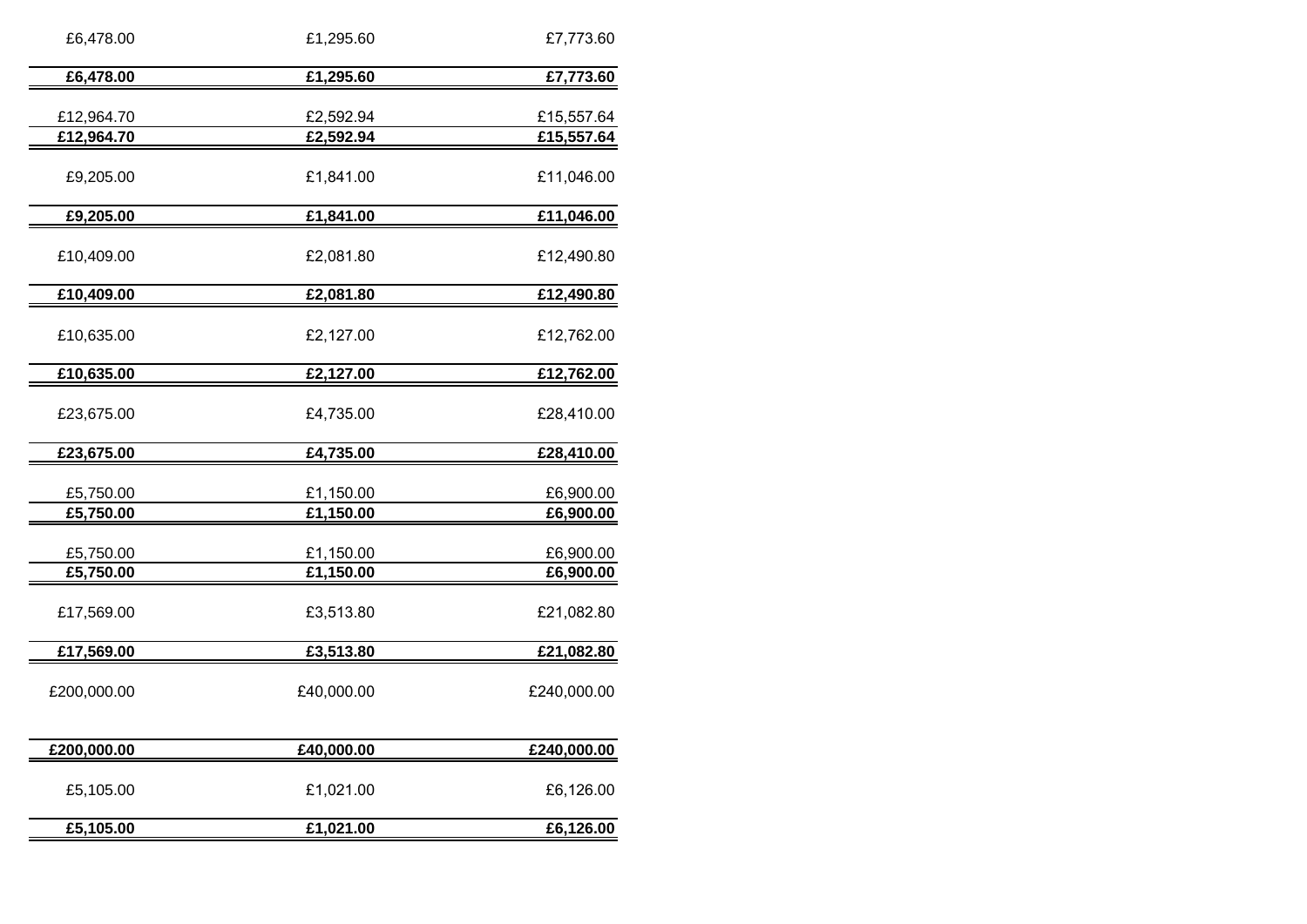| | | |
|---|---|---|
| £6,478.00 | £1,295.60 | £7,773.60 |
| **£6,478.00** | **£1,295.60** | **£7,773.60** |
| £12,964.70 | £2,592.94 | £15,557.64 |
| **£12,964.70** | **£2,592.94** | **£15,557.64** |
| £9,205.00 | £1,841.00 | £11,046.00 |
| **£9,205.00** | **£1,841.00** | **£11,046.00** |
| £10,409.00 | £2,081.80 | £12,490.80 |
| **£10,409.00** | **£2,081.80** | **£12,490.80** |
| £10,635.00 | £2,127.00 | £12,762.00 |
| **£10,635.00** | **£2,127.00** | **£12,762.00** |
| £23,675.00 | £4,735.00 | £28,410.00 |
| **£23,675.00** | **£4,735.00** | **£28,410.00** |
| £5,750.00 | £1,150.00 | £6,900.00 |
| **£5,750.00** | **£1,150.00** | **£6,900.00** |
| £5,750.00 | £1,150.00 | £6,900.00 |
| **£5,750.00** | **£1,150.00** | **£6,900.00** |
| £17,569.00 | £3,513.80 | £21,082.80 |
| **£17,569.00** | **£3,513.80** | **£21,082.80** |
| £200,000.00 | £40,000.00 | £240,000.00 |
| **£200,000.00** | **£40,000.00** | **£240,000.00** |
| £5,105.00 | £1,021.00 | £6,126.00 |
| **£5,105.00** | **£1,021.00** | **£6,126.00** |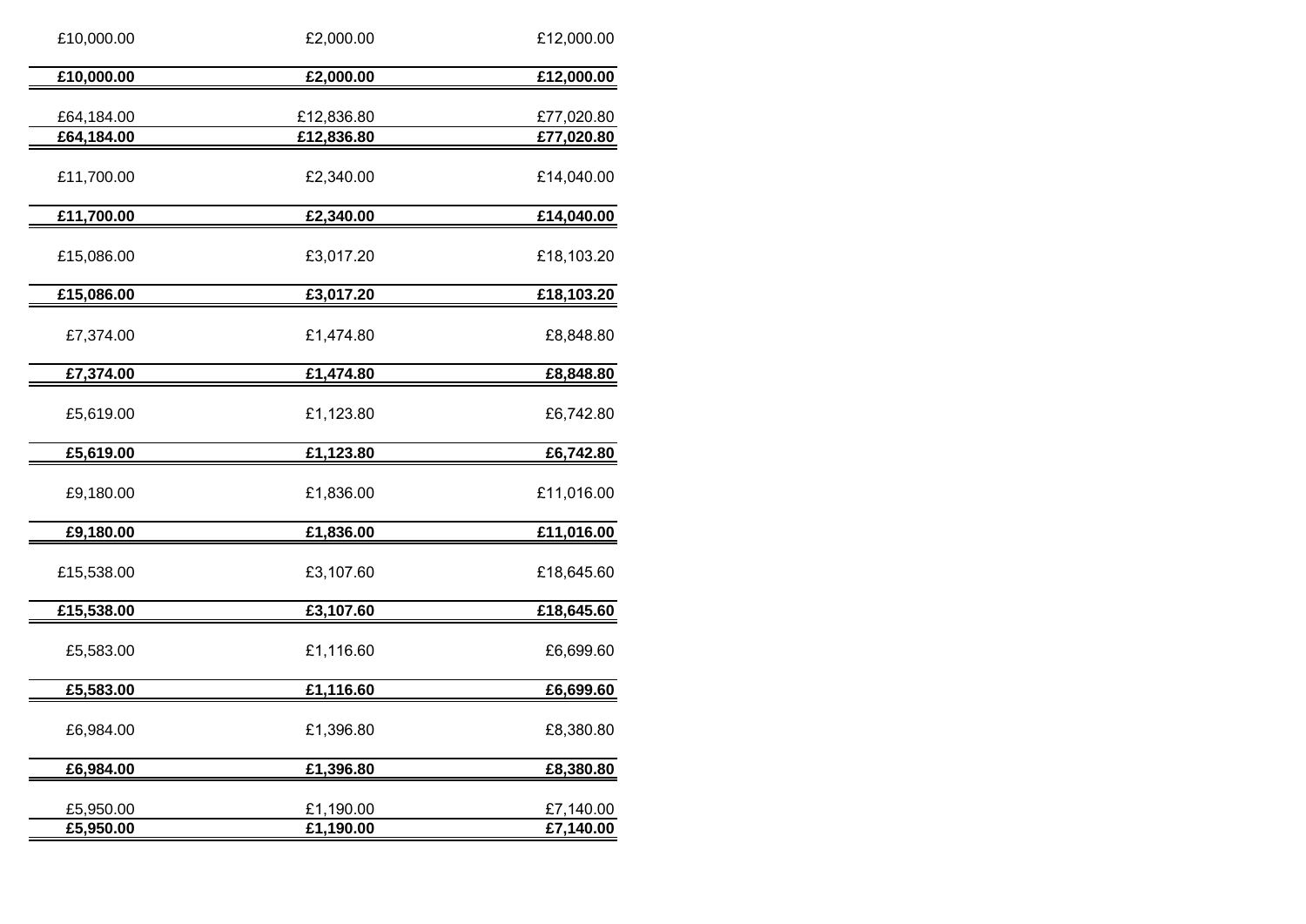| | | |
|---|---|---|
| £10,000.00 | £2,000.00 | £12,000.00 |
| **£10,000.00** | **£2,000.00** | **£12,000.00** |
| £64,184.00 | £12,836.80 | £77,020.80 |
| **£64,184.00** | **£12,836.80** | **£77,020.80** |
| £11,700.00 | £2,340.00 | £14,040.00 |
| **£11,700.00** | **£2,340.00** | **£14,040.00** |
| £15,086.00 | £3,017.20 | £18,103.20 |
| **£15,086.00** | **£3,017.20** | **£18,103.20** |
| £7,374.00 | £1,474.80 | £8,848.80 |
| **£7,374.00** | **£1,474.80** | **£8,848.80** |
| £5,619.00 | £1,123.80 | £6,742.80 |
| **£5,619.00** | **£1,123.80** | **£6,742.80** |
| £9,180.00 | £1,836.00 | £11,016.00 |
| **£9,180.00** | **£1,836.00** | **£11,016.00** |
| £15,538.00 | £3,107.60 | £18,645.60 |
| **£15,538.00** | **£3,107.60** | **£18,645.60** |
| £5,583.00 | £1,116.60 | £6,699.60 |
| **£5,583.00** | **£1,116.60** | **£6,699.60** |
| £6,984.00 | £1,396.80 | £8,380.80 |
| **£6,984.00** | **£1,396.80** | **£8,380.80** |
| £5,950.00 | £1,190.00 | £7,140.00 |
| **£5,950.00** | **£1,190.00** | **£7,140.00** |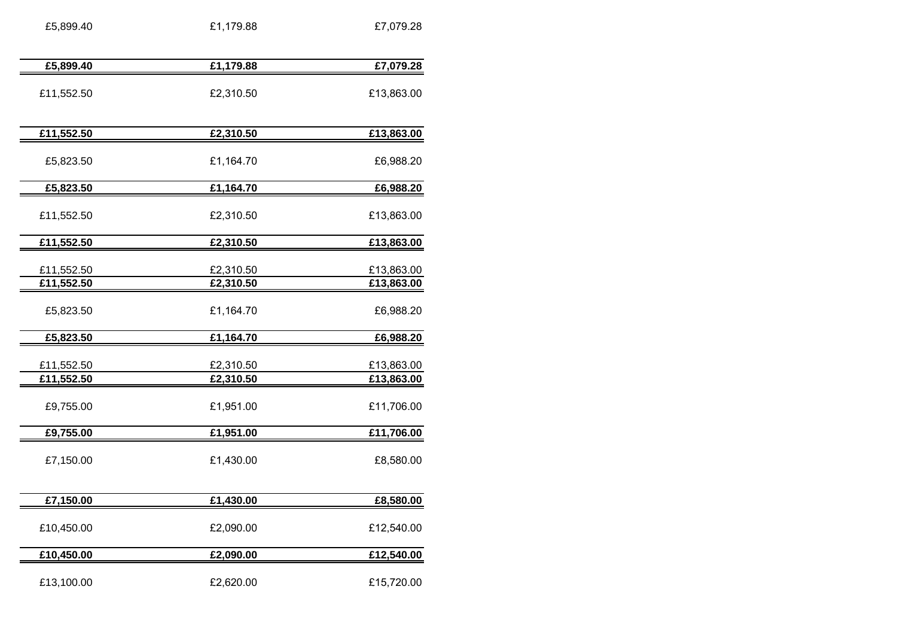| | | |
|---|---|---|
| £5,899.40 | £1,179.88 | £7,079.28 |
| **£5,899.40** | **£1,179.88** | **£7,079.28** |
| £11,552.50 | £2,310.50 | £13,863.00 |
| **£11,552.50** | **£2,310.50** | **£13,863.00** |
| £5,823.50 | £1,164.70 | £6,988.20 |
| **£5,823.50** | **£1,164.70** | **£6,988.20** |
| £11,552.50 | £2,310.50 | £13,863.00 |
| **£11,552.50** | **£2,310.50** | **£13,863.00** |
| £11,552.50 | £2,310.50 | £13,863.00 |
| **£11,552.50** | **£2,310.50** | **£13,863.00** |
| £5,823.50 | £1,164.70 | £6,988.20 |
| **£5,823.50** | **£1,164.70** | **£6,988.20** |
| £11,552.50 | £2,310.50 | £13,863.00 |
| **£11,552.50** | **£2,310.50** | **£13,863.00** |
| £9,755.00 | £1,951.00 | £11,706.00 |
| **£9,755.00** | **£1,951.00** | **£11,706.00** |
| £7,150.00 | £1,430.00 | £8,580.00 |
| **£7,150.00** | **£1,430.00** | **£8,580.00** |
| £10,450.00 | £2,090.00 | £12,540.00 |
| **£10,450.00** | **£2,090.00** | **£12,540.00** |
| £13,100.00 | £2,620.00 | £15,720.00 |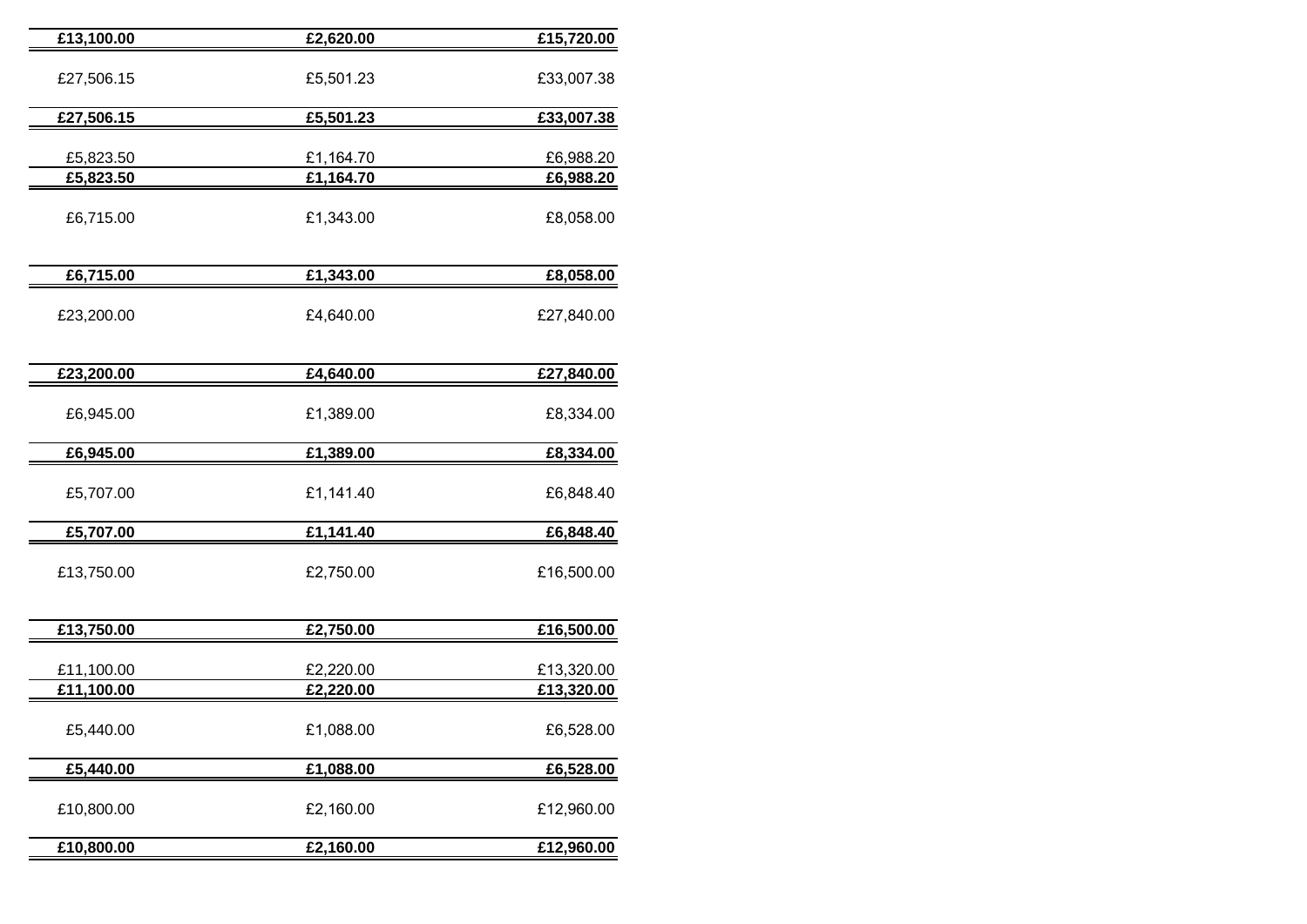| | | |
|---|---|---|
| **£13,100.00** | **£2,620.00** | **£15,720.00** |
| £27,506.15 | £5,501.23 | £33,007.38 |
| **£27,506.15** | **£5,501.23** | **£33,007.38** |
| £5,823.50 | £1,164.70 | £6,988.20 |
| **£5,823.50** | **£1,164.70** | **£6,988.20** |
| £6,715.00 | £1,343.00 | £8,058.00 |
| **£6,715.00** | **£1,343.00** | **£8,058.00** |
| £23,200.00 | £4,640.00 | £27,840.00 |
| **£23,200.00** | **£4,640.00** | **£27,840.00** |
| £6,945.00 | £1,389.00 | £8,334.00 |
| **£6,945.00** | **£1,389.00** | **£8,334.00** |
| £5,707.00 | £1,141.40 | £6,848.40 |
| **£5,707.00** | **£1,141.40** | **£6,848.40** |
| £13,750.00 | £2,750.00 | £16,500.00 |
| **£13,750.00** | **£2,750.00** | **£16,500.00** |
| £11,100.00 | £2,220.00 | £13,320.00 |
| **£11,100.00** | **£2,220.00** | **£13,320.00** |
| £5,440.00 | £1,088.00 | £6,528.00 |
| **£5,440.00** | **£1,088.00** | **£6,528.00** |
| £10,800.00 | £2,160.00 | £12,960.00 |
| **£10,800.00** | **£2,160.00** | **£12,960.00** |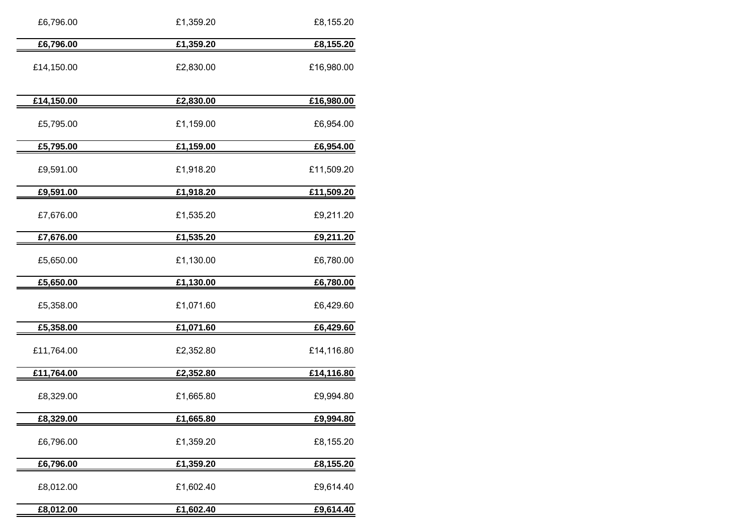| | | |
|---|---|---|
| £6,796.00 | £1,359.20 | £8,155.20 |
| **£6,796.00** | **£1,359.20** | **£8,155.20** |
| £14,150.00 | £2,830.00 | £16,980.00 |
| **£14,150.00** | **£2,830.00** | **£16,980.00** |
| £5,795.00 | £1,159.00 | £6,954.00 |
| **£5,795.00** | **£1,159.00** | **£6,954.00** |
| £9,591.00 | £1,918.20 | £11,509.20 |
| **£9,591.00** | **£1,918.20** | **£11,509.20** |
| £7,676.00 | £1,535.20 | £9,211.20 |
| **£7,676.00** | **£1,535.20** | **£9,211.20** |
| £5,650.00 | £1,130.00 | £6,780.00 |
| **£5,650.00** | **£1,130.00** | **£6,780.00** |
| £5,358.00 | £1,071.60 | £6,429.60 |
| **£5,358.00** | **£1,071.60** | **£6,429.60** |
| £11,764.00 | £2,352.80 | £14,116.80 |
| **£11,764.00** | **£2,352.80** | **£14,116.80** |
| £8,329.00 | £1,665.80 | £9,994.80 |
| **£8,329.00** | **£1,665.80** | **£9,994.80** |
| £6,796.00 | £1,359.20 | £8,155.20 |
| **£6,796.00** | **£1,359.20** | **£8,155.20** |
| £8,012.00 | £1,602.40 | £9,614.40 |
| **£8,012.00** | **£1,602.40** | **£9,614.40** |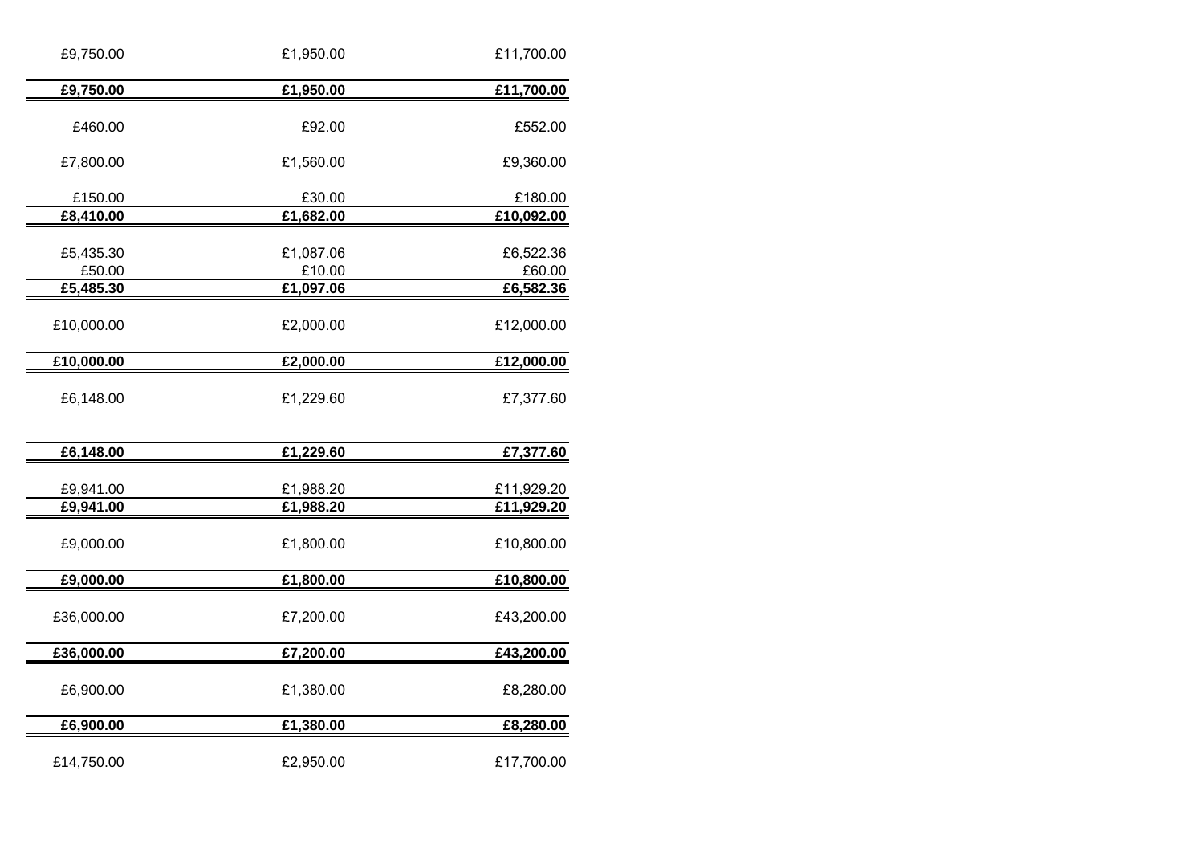| | | |
|---|---|---|
| £9,750.00 | £1,950.00 | £11,700.00 |
| **£9,750.00** | **£1,950.00** | **£11,700.00** |
| £460.00 | £92.00 | £552.00 |
| £7,800.00 | £1,560.00 | £9,360.00 |
| £150.00 | £30.00 | £180.00 |
| **£8,410.00** | **£1,682.00** | **£10,092.00** |
| £5,435.30 | £1,087.06 | £6,522.36 |
| £50.00 | £10.00 | £60.00 |
| **£5,485.30** | **£1,097.06** | **£6,582.36** |
| £10,000.00 | £2,000.00 | £12,000.00 |
| **£10,000.00** | **£2,000.00** | **£12,000.00** |
| £6,148.00 | £1,229.60 | £7,377.60 |
| **£6,148.00** | **£1,229.60** | **£7,377.60** |
| £9,941.00 | £1,988.20 | £11,929.20 |
| **£9,941.00** | **£1,988.20** | **£11,929.20** |
| £9,000.00 | £1,800.00 | £10,800.00 |
| **£9,000.00** | **£1,800.00** | **£10,800.00** |
| £36,000.00 | £7,200.00 | £43,200.00 |
| **£36,000.00** | **£7,200.00** | **£43,200.00** |
| £6,900.00 | £1,380.00 | £8,280.00 |
| **£6,900.00** | **£1,380.00** | **£8,280.00** |
| £14,750.00 | £2,950.00 | £17,700.00 |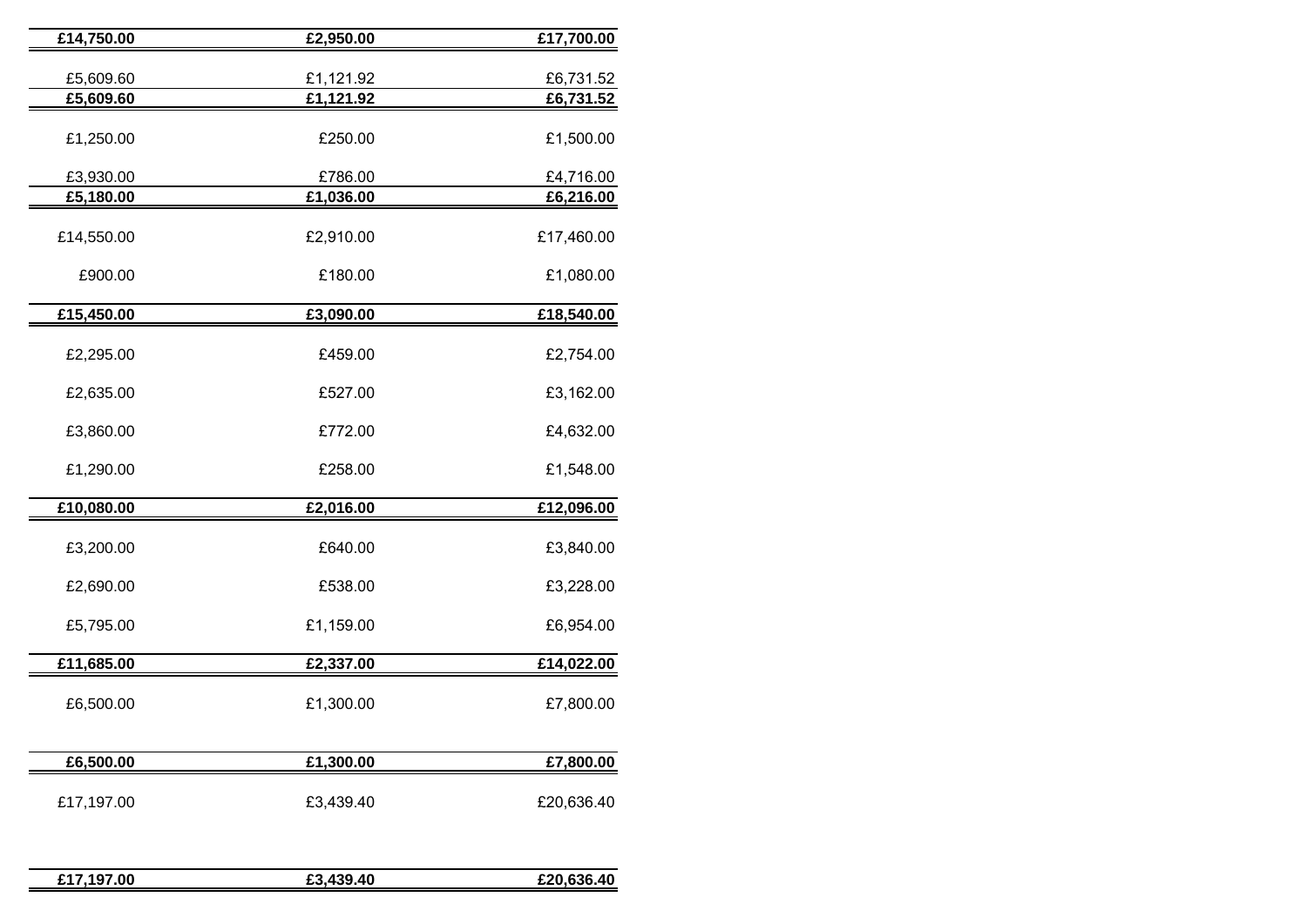| | | |
|---|---|---|
| **£14,750.00** | **£2,950.00** | **£17,700.00** |
| £5,609.60 | £1,121.92 | £6,731.52 |
| **£5,609.60** | **£1,121.92** | **£6,731.52** |
| £1,250.00 | £250.00 | £1,500.00 |
| £3,930.00 | £786.00 | £4,716.00 |
| **£5,180.00** | **£1,036.00** | **£6,216.00** |
| £14,550.00 | £2,910.00 | £17,460.00 |
| £900.00 | £180.00 | £1,080.00 |
| **£15,450.00** | **£3,090.00** | **£18,540.00** |
| £2,295.00 | £459.00 | £2,754.00 |
| £2,635.00 | £527.00 | £3,162.00 |
| £3,860.00 | £772.00 | £4,632.00 |
| £1,290.00 | £258.00 | £1,548.00 |
| **£10,080.00** | **£2,016.00** | **£12,096.00** |
| £3,200.00 | £640.00 | £3,840.00 |
| £2,690.00 | £538.00 | £3,228.00 |
| £5,795.00 | £1,159.00 | £6,954.00 |
| **£11,685.00** | **£2,337.00** | **£14,022.00** |
| £6,500.00 | £1,300.00 | £7,800.00 |
| **£6,500.00** | **£1,300.00** | **£7,800.00** |
| £17,197.00 | £3,439.40 | £20,636.40 |
| **£17,197.00** | **£3,439.40** | **£20,636.40** |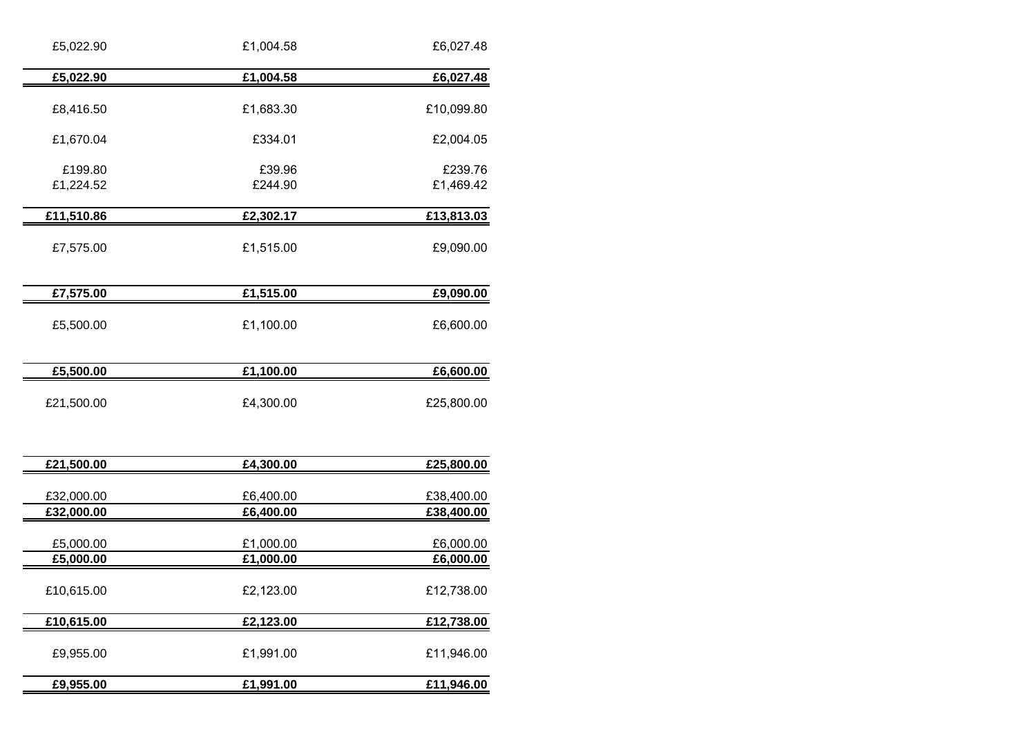| | | |
|---|---|---|
| £5,022.90 | £1,004.58 | £6,027.48 |
| **£5,022.90** | **£1,004.58** | **£6,027.48** |
| £8,416.50 | £1,683.30 | £10,099.80 |
| £1,670.04 | £334.01 | £2,004.05 |
| £199.80 | £39.96 | £239.76 |
| £1,224.52 | £244.90 | £1,469.42 |
| **£11,510.86** | **£2,302.17** | **£13,813.03** |
| £7,575.00 | £1,515.00 | £9,090.00 |
| **£7,575.00** | **£1,515.00** | **£9,090.00** |
| £5,500.00 | £1,100.00 | £6,600.00 |
| **£5,500.00** | **£1,100.00** | **£6,600.00** |
| £21,500.00 | £4,300.00 | £25,800.00 |
| **£21,500.00** | **£4,300.00** | **£25,800.00** |
| £32,000.00 | £6,400.00 | £38,400.00 |
| **£32,000.00** | **£6,400.00** | **£38,400.00** |
| £5,000.00 | £1,000.00 | £6,000.00 |
| **£5,000.00** | **£1,000.00** | **£6,000.00** |
| £10,615.00 | £2,123.00 | £12,738.00 |
| **£10,615.00** | **£2,123.00** | **£12,738.00** |
| £9,955.00 | £1,991.00 | £11,946.00 |
| **£9,955.00** | **£1,991.00** | **£11,946.00** |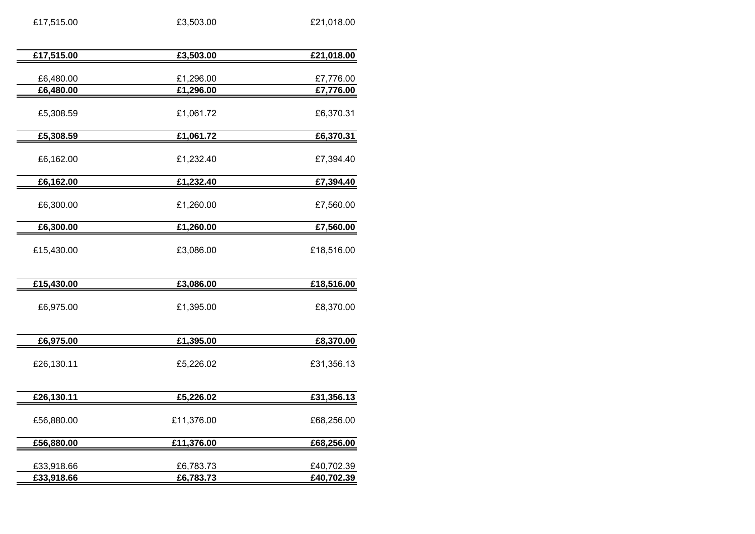| | | |
|---|---|---|
| £17,515.00 | £3,503.00 | £21,018.00 |
| **£17,515.00** | **£3,503.00** | **£21,018.00** |
| £6,480.00 | £1,296.00 | £7,776.00 |
| **£6,480.00** | **£1,296.00** | **£7,776.00** |
| £5,308.59 | £1,061.72 | £6,370.31 |
| **£5,308.59** | **£1,061.72** | **£6,370.31** |
| £6,162.00 | £1,232.40 | £7,394.40 |
| **£6,162.00** | **£1,232.40** | **£7,394.40** |
| £6,300.00 | £1,260.00 | £7,560.00 |
| **£6,300.00** | **£1,260.00** | **£7,560.00** |
| £15,430.00 | £3,086.00 | £18,516.00 |
| **£15,430.00** | **£3,086.00** | **£18,516.00** |
| £6,975.00 | £1,395.00 | £8,370.00 |
| **£6,975.00** | **£1,395.00** | **£8,370.00** |
| £26,130.11 | £5,226.02 | £31,356.13 |
| **£26,130.11** | **£5,226.02** | **£31,356.13** |
| £56,880.00 | £11,376.00 | £68,256.00 |
| **£56,880.00** | **£11,376.00** | **£68,256.00** |
| £33,918.66 | £6,783.73 | £40,702.39 |
| **£33,918.66** | **£6,783.73** | **£40,702.39** |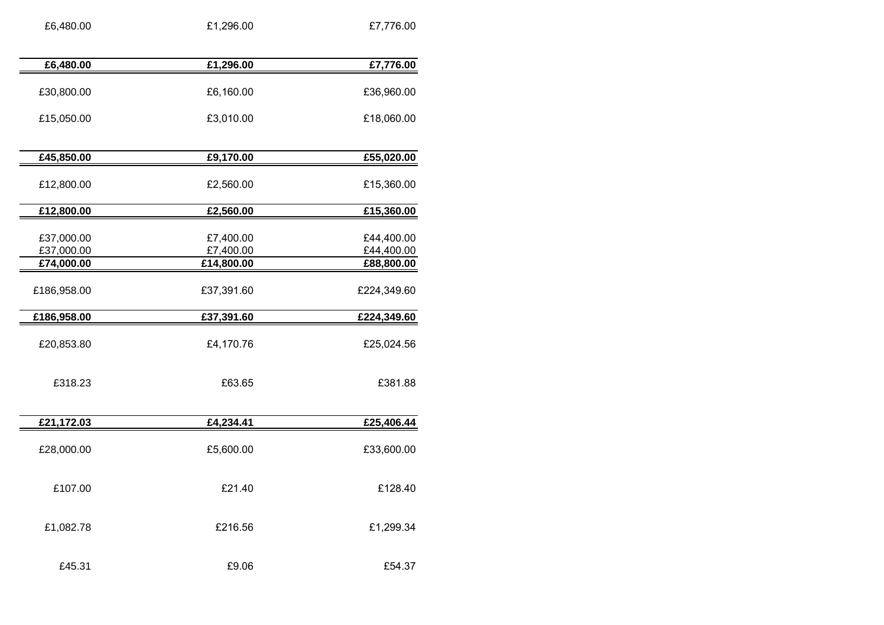| | | |
|---|---|---|
| £6,480.00 | £1,296.00 | £7,776.00 |
| **£6,480.00** | **£1,296.00** | **£7,776.00** |
| £30,800.00 | £6,160.00 | £36,960.00 |
| £15,050.00 | £3,010.00 | £18,060.00 |
| **£45,850.00** | **£9,170.00** | **£55,020.00** |
| £12,800.00 | £2,560.00 | £15,360.00 |
| **£12,800.00** | **£2,560.00** | **£15,360.00** |
| £37,000.00 | £7,400.00 | £44,400.00 |
| £37,000.00 | £7,400.00 | £44,400.00 |
| **£74,000.00** | **£14,800.00** | **£88,800.00** |
| £186,958.00 | £37,391.60 | £224,349.60 |
| **£186,958.00** | **£37,391.60** | **£224,349.60** |
| £20,853.80 | £4,170.76 | £25,024.56 |
| £318.23 | £63.65 | £381.88 |
| **£21,172.03** | **£4,234.41** | **£25,406.44** |
| £28,000.00 | £5,600.00 | £33,600.00 |
| £107.00 | £21.40 | £128.40 |
| £1,082.78 | £216.56 | £1,299.34 |
| £45.31 | £9.06 | £54.37 |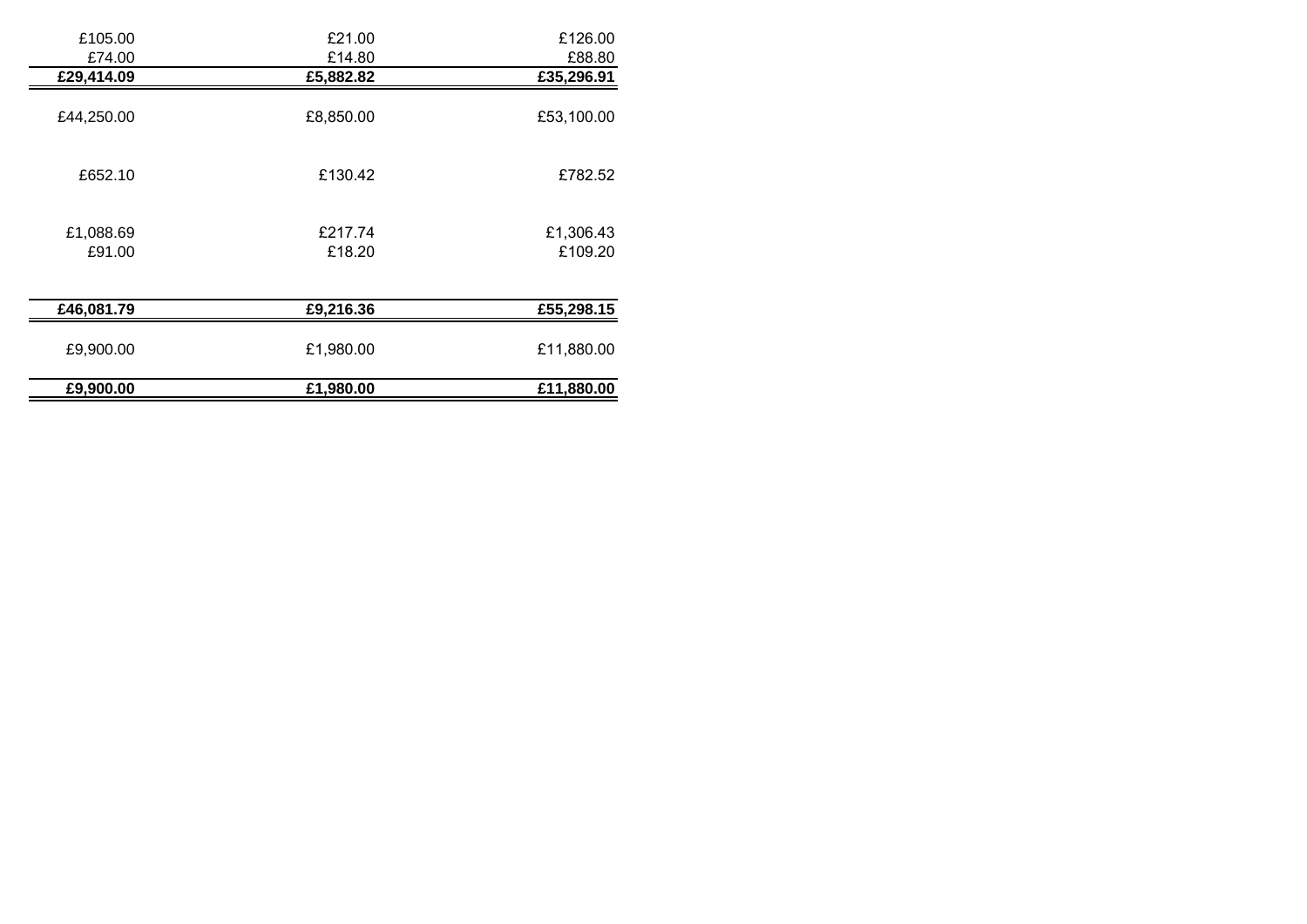| | | |
|---|---|---|
| £105.00 | £21.00 | £126.00 |
| £74.00 | £14.80 | £88.80 |
| **£29,414.09** | **£5,882.82** | **£35,296.91** |
| £44,250.00 | £8,850.00 | £53,100.00 |
| £652.10 | £130.42 | £782.52 |
| £1,088.69 | £217.74 | £1,306.43 |
| £91.00 | £18.20 | £109.20 |
| **£46,081.79** | **£9,216.36** | **£55,298.15** |
| £9,900.00 | £1,980.00 | £11,880.00 |
| **£9,900.00** | **£1,980.00** | **£11,880.00** |